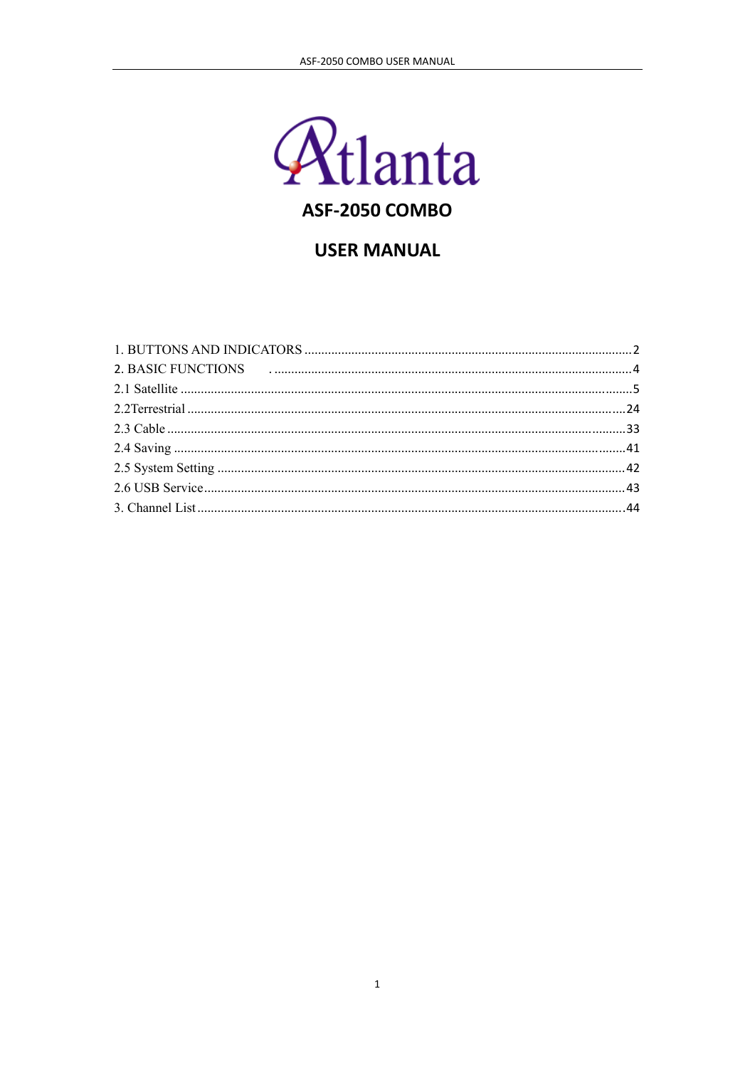Atlanta

# ASF-2050 COMBO

# USER MANUAL

1. BUTTONS AND INDICATORS ........................................................................................2
2. BASIC FUNCTIONS ........................................................................................................4
2.1 Satellite ............................................................................................................................5
2.2Terrestrial .......................................................................................................................24
2.3 Cable ..............................................................................................................................33
2.4 Saving ............................................................................................................................41
2.5 System Setting ...............................................................................................................42
2.6 USB Service....................................................................................................................43
3. Channel List.....................................................................................................................44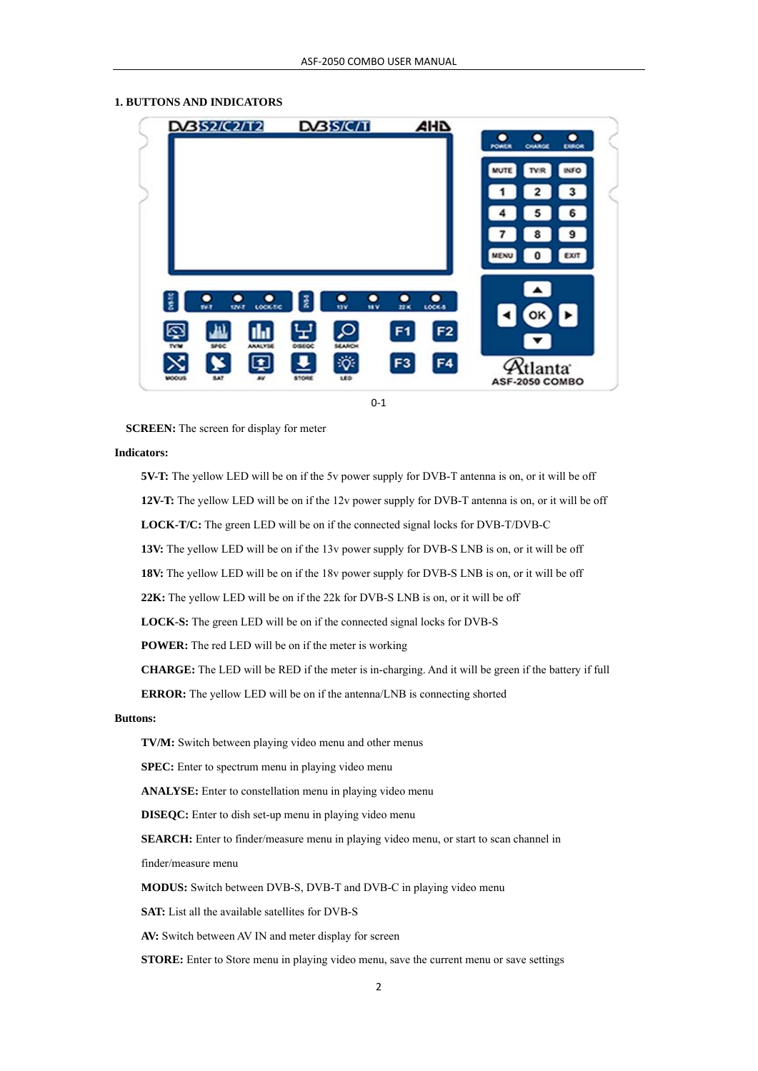## 1. BUTTONS AND INDICATORS

0-1

**SCREEN:** The screen for display for meter

**Indicators:**

**5V-T:** The yellow LED will be on if the 5v power supply for DVB-T antenna is on, or it will be off

**12V-T:** The yellow LED will be on if the 12v power supply for DVB-T antenna is on, or it will be off

**LOCK-T/C:** The green LED will be on if the connected signal locks for DVB-T/DVB-C

**13V:** The yellow LED will be on if the 13v power supply for DVB-S LNB is on, or it will be off

**18V:** The yellow LED will be on if the 18v power supply for DVB-S LNB is on, or it will be off

**22K:** The yellow LED will be on if the 22k for DVB-S LNB is on, or it will be off

**LOCK-S:** The green LED will be on if the connected signal locks for DVB-S

**POWER:** The red LED will be on if the meter is working

**CHARGE:** The LED will be RED if the meter is in-charging. And it will be green if the battery if full

**ERROR:** The yellow LED will be on if the antenna/LNB is connecting shorted

**Buttons:**

**TV/M:** Switch between playing video menu and other menus

**SPEC:** Enter to spectrum menu in playing video menu

**ANALYSE:** Enter to constellation menu in playing video menu

**DISEQC:** Enter to dish set-up menu in playing video menu

**SEARCH:** Enter to finder/measure menu in playing video menu, or start to scan channel in finder/measure menu

**MODUS:** Switch between DVB-S, DVB-T and DVB-C in playing video menu

**SAT:** List all the available satellites for DVB-S

**AV:** Switch between AV IN and meter display for screen

**STORE:** Enter to Store menu in playing video menu, save the current menu or save settings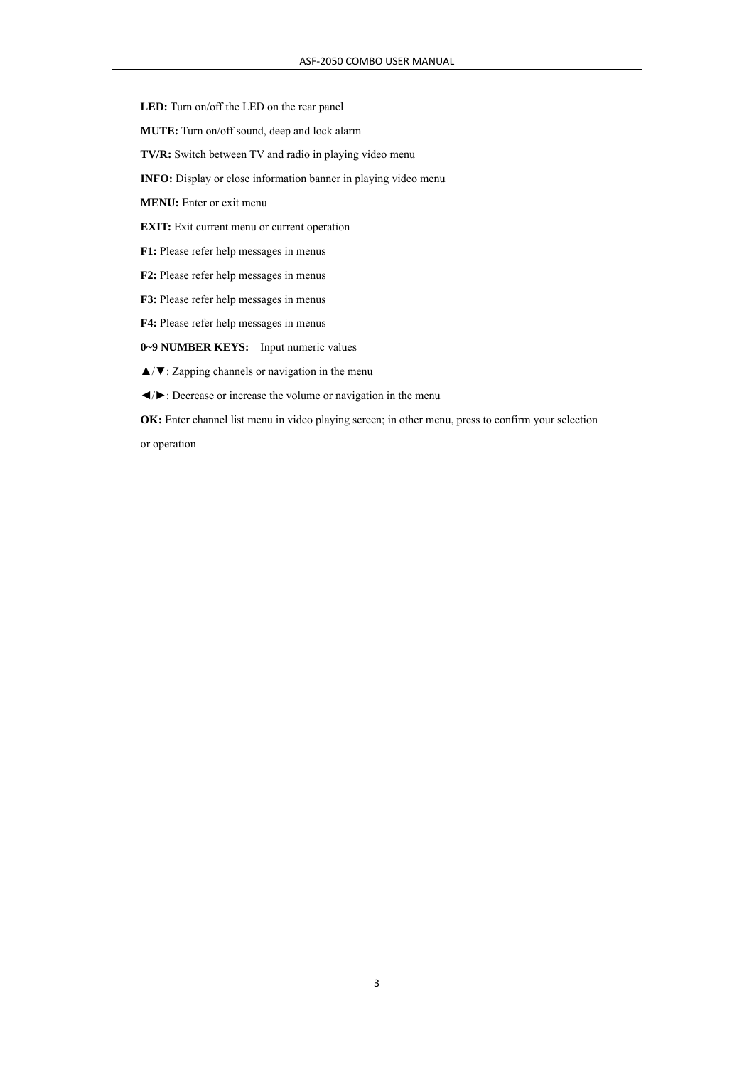**LED:** Turn on/off the LED on the rear panel

**MUTE:** Turn on/off sound, deep and lock alarm

**TV/R:** Switch between TV and radio in playing video menu

**INFO:** Display or close information banner in playing video menu

**MENU:** Enter or exit menu

**EXIT:** Exit current menu or current operation

**F1:** Please refer help messages in menus

**F2:** Please refer help messages in menus

**F3:** Please refer help messages in menus

**F4:** Please refer help messages in menus

**0~9 NUMBER KEYS:** Input numeric values

**▲/▼**: Zapping channels or navigation in the menu

**◄/►**: Decrease or increase the volume or navigation in the menu

**OK:** Enter channel list menu in video playing screen; in other menu, press to confirm your selection or operation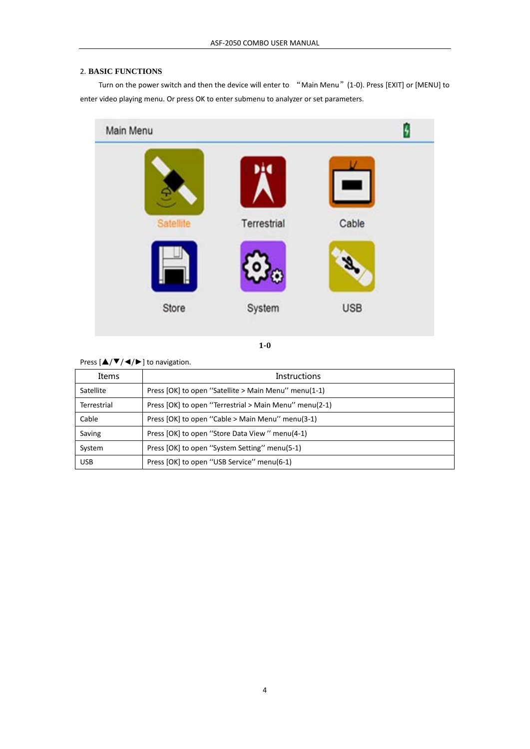## 2. BASIC FUNCTIONS

Turn on the power switch and then the device will enter to "Main Menu" (1-0). Press [EXIT] or [MENU] to enter video playing menu. Or press OK to enter submenu to analyzer or set parameters.

1-0

Press [▲/▼/◄/►] to navigation.

| Items | Instructions |
|---|---|
| Satellite | Press [OK] to open "Satellite > Main Menu" menu(1-1) |
| Terrestrial | Press [OK] to open "Terrestrial > Main Menu" menu(2-1) |
| Cable | Press [OK] to open "Cable > Main Menu" menu(3-1) |
| Saving | Press [OK] to open "Store Data View " menu(4-1) |
| System | Press [OK] to open "System Setting" menu(5-1) |
| USB | Press [OK] to open "USB Service" menu(6-1) |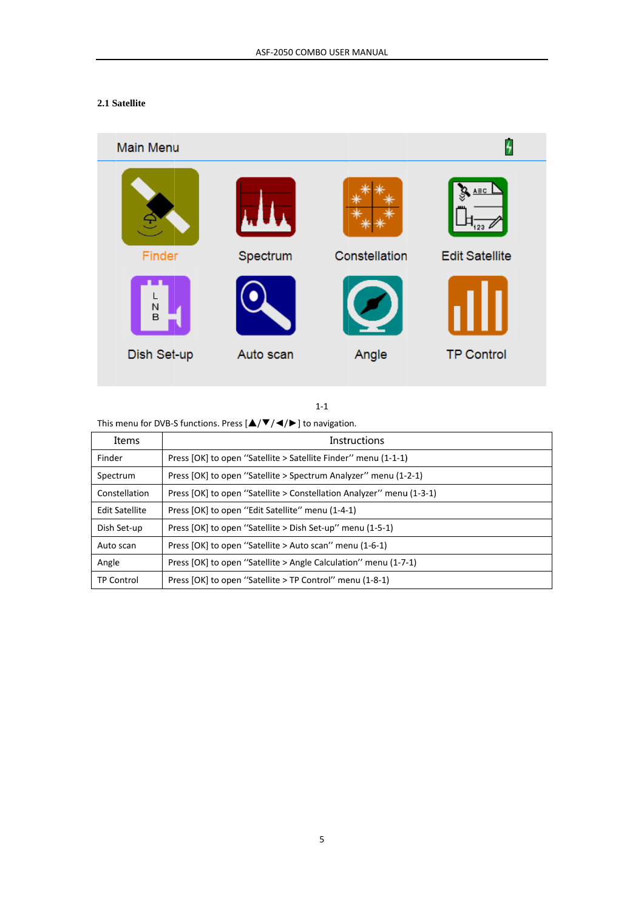### 2.1 Satellite

1-1

This menu for DVB-S functions. Press [▲/▼/◀/▶] to navigation.

| Items | Instructions |
|---|---|
| Finder | Press [OK] to open "Satellite > Satellite Finder" menu (1-1-1) |
| Spectrum | Press [OK] to open "Satellite > Spectrum Analyzer" menu (1-2-1) |
| Constellation | Press [OK] to open "Satellite > Constellation Analyzer" menu (1-3-1) |
| Edit Satellite | Press [OK] to open "Edit Satellite" menu (1-4-1) |
| Dish Set-up | Press [OK] to open "Satellite > Dish Set-up" menu (1-5-1) |
| Auto scan | Press [OK] to open "Satellite > Auto scan" menu (1-6-1) |
| Angle | Press [OK] to open "Satellite > Angle Calculation" menu (1-7-1) |
| TP Control | Press [OK] to open "Satellite > TP Control" menu (1-8-1) |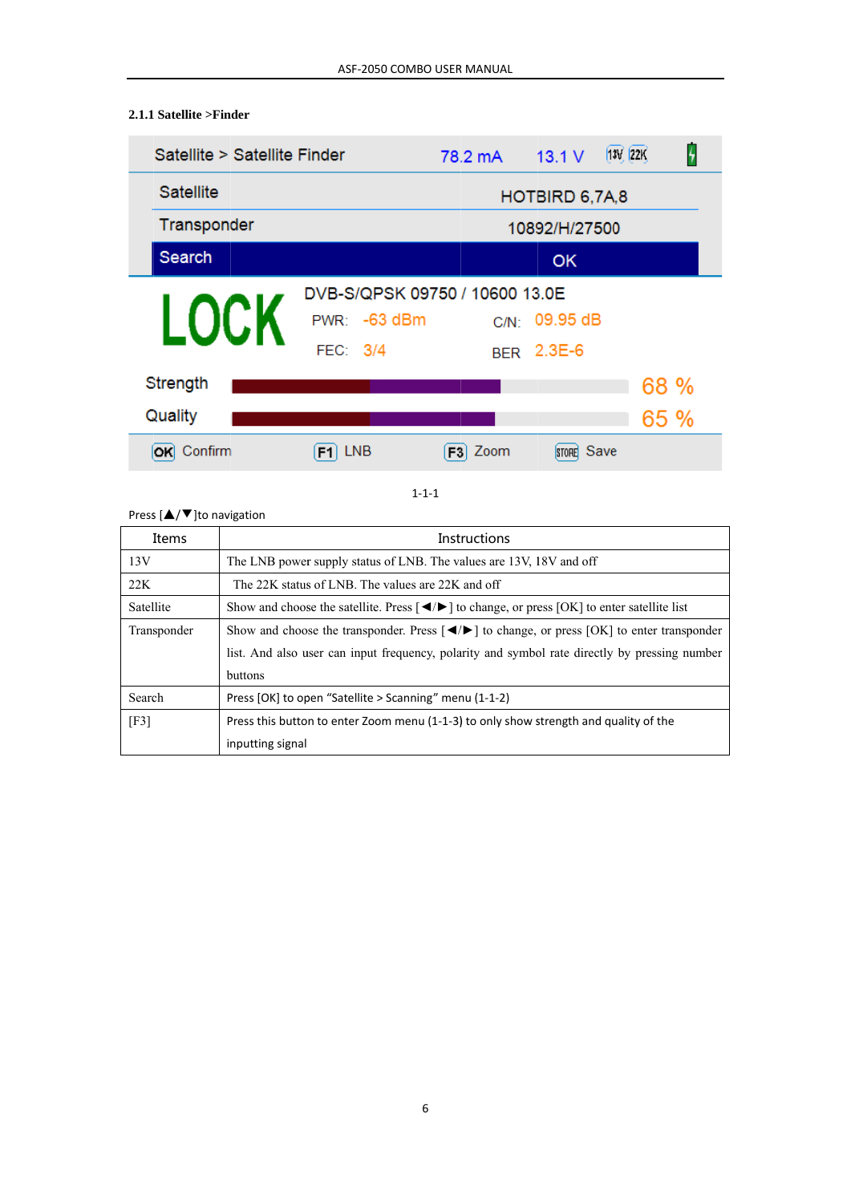### 2.1.1 Satellite >Finder

Satellite > Satellite Finder 78.2 mA 13.1 V 13V 22K

| Satellite | HOTBIRD 6,7A,8 |
|---|---|
| Transponder | 10892/H/27500 |
| Search | OK |

LOCK DVB-S/QPSK 09750 / 10600 13.0E

PWR: -63 dBm C/N: 09.95 dB

FEC: 3/4 BER 2.3E-6

Strength 68 %

Quality 65 %

OK Confirm F1 LNB F3 Zoom STORE Save

1-1-1

Press [▲/▼]to navigation

| Items | Instructions |
|---|---|
| 13V | The LNB power supply status of LNB. The values are 13V, 18V and off |
| 22K | The 22K status of LNB. The values are 22K and off |
| Satellite | Show and choose the satellite. Press [◄/►] to change, or press [OK] to enter satellite list |
| Transponder | Show and choose the transponder. Press [◄/►] to change, or press [OK] to enter transponder list. And also user can input frequency, polarity and symbol rate directly by pressing number buttons |
| Search | Press [OK] to open “Satellite > Scanning” menu (1-1-2) |
| [F3] | Press this button to enter Zoom menu (1-1-3) to only show strength and quality of the inputting signal |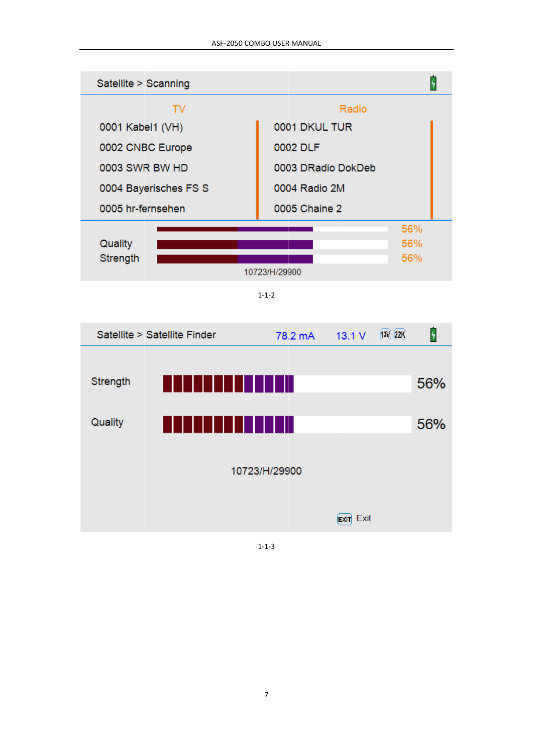Satellite > Scanning

| TV | Radio |
|---|---|
| 0001 Kabel1 (VH) | 0001 DKUL TUR |
| 0002 CNBC Europe | 0002 DLF |
| 0003 SWR BW HD | 0003 DRadio DokDeb |
| 0004 Bayerisches FS S | 0004 Radio 2M |
| 0005 hr-fernsehen | 0005 Chaine 2 |

56%

Quality 56%

Strength 56%

10723/H/29900

1-1-2

Satellite > Satellite Finder 78.2 mA 13.1 V 13V 22K

Strength 56%

Quality 56%

10723/H/29900

EXIT Exit

1-1-3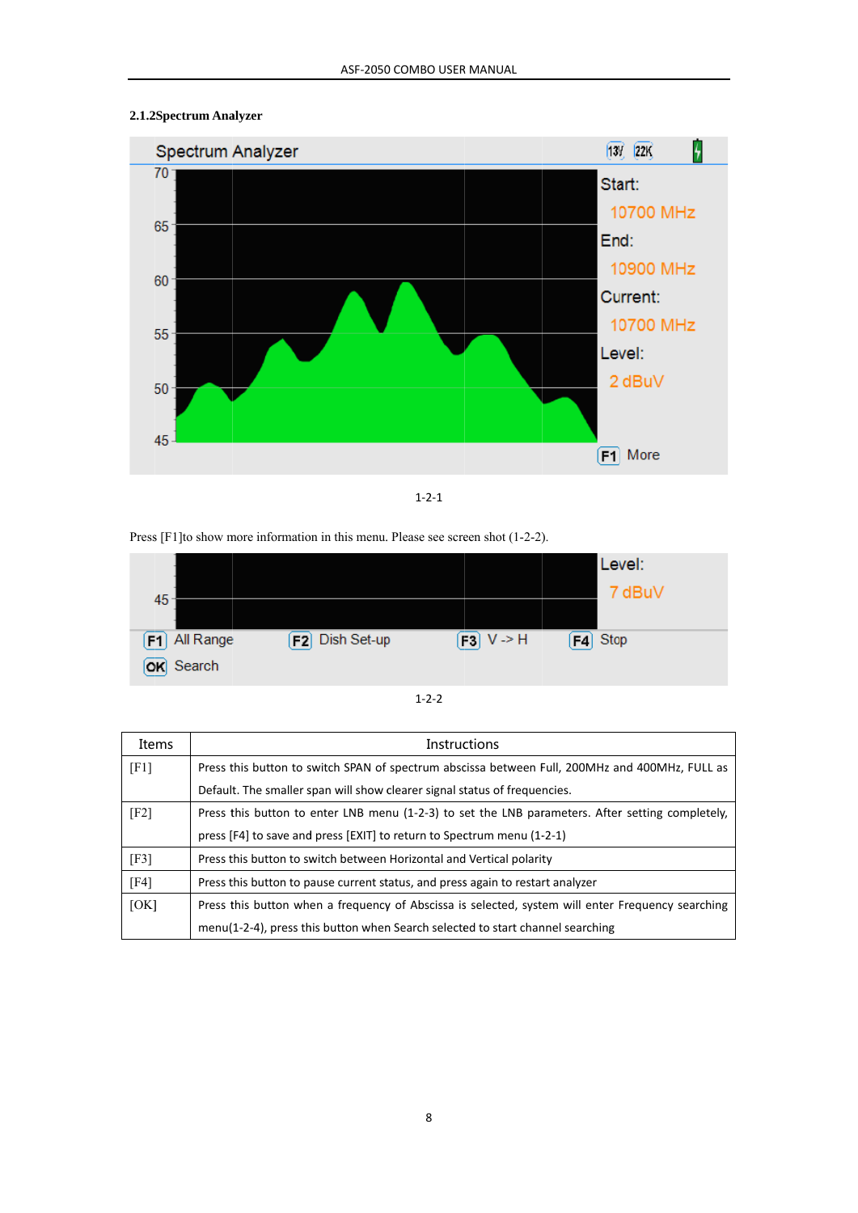### 2.1.2Spectrum Analyzer

1-2-1

Press [F1]to show more information in this menu. Please see screen shot (1-2-2).

1-2-2

| Items | Instructions |
|---|---|
| [F1] | Press this button to switch SPAN of spectrum abscissa between Full, 200MHz and 400MHz, FULL as Default. The smaller span will show clearer signal status of frequencies. |
| [F2] | Press this button to enter LNB menu (1-2-3) to set the LNB parameters. After setting completely, press [F4] to save and press [EXIT] to return to Spectrum menu (1-2-1) |
| [F3] | Press this button to switch between Horizontal and Vertical polarity |
| [F4] | Press this button to pause current status, and press again to restart analyzer |
| [OK] | Press this button when a frequency of Abscissa is selected, system will enter Frequency searching menu(1-2-4), press this button when Search selected to start channel searching |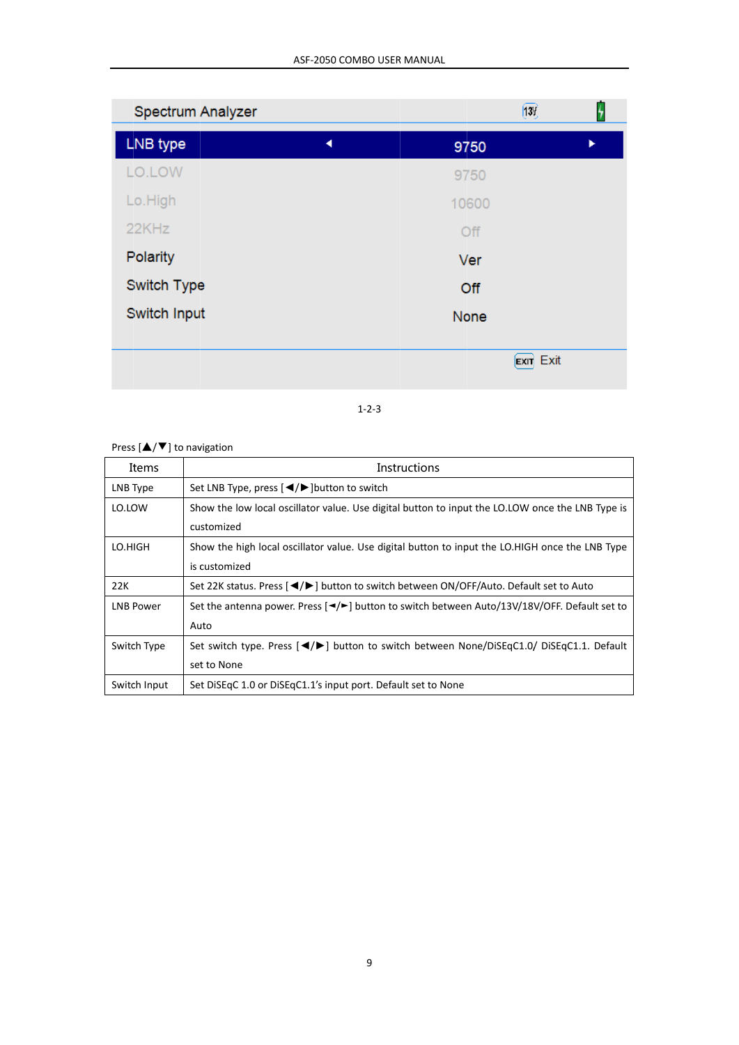Spectrum Analyzer

| LNB type | 9750 |
|---|---|
| LO.LOW | 9750 |
| Lo.High | 10600 |
| 22KHz | Off |
| Polarity | Ver |
| Switch Type | Off |
| Switch Input | None |

EXIT Exit

1-2-3

Press [▲/▼] to navigation

| Items | Instructions |
|---|---|
| LNB Type | Set LNB Type, press [◀/▶]button to switch |
| LO.LOW | Show the low local oscillator value. Use digital button to input the LO.LOW once the LNB Type is customized |
| LO.HIGH | Show the high local oscillator value. Use digital button to input the LO.HIGH once the LNB Type is customized |
| 22K | Set 22K status. Press [◀/▶] button to switch between ON/OFF/Auto. Default set to Auto |
| LNB Power | Set the antenna power. Press [◀/▶] button to switch between Auto/13V/18V/OFF. Default set to Auto |
| Switch Type | Set switch type. Press [◀/▶] button to switch between None/DiSEqC1.0/ DiSEqC1.1. Default set to None |
| Switch Input | Set DiSEqC 1.0 or DiSEqC1.1's input port. Default set to None |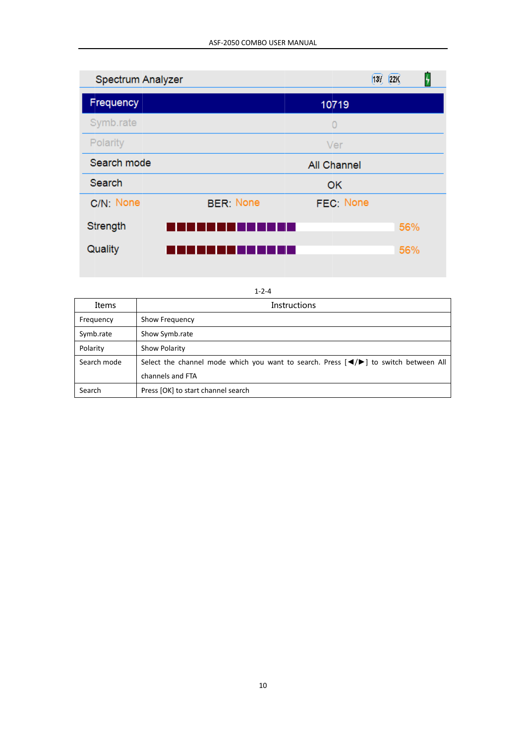1-2-4

| Items | Instructions |
| --- | --- |
| Frequency | Show Frequency |
| Symb.rate | Show Symb.rate |
| Polarity | Show Polarity |
| Search mode | Select the channel mode which you want to search. Press [◄/►] to switch between All channels and FTA |
| Search | Press [OK] to start channel search |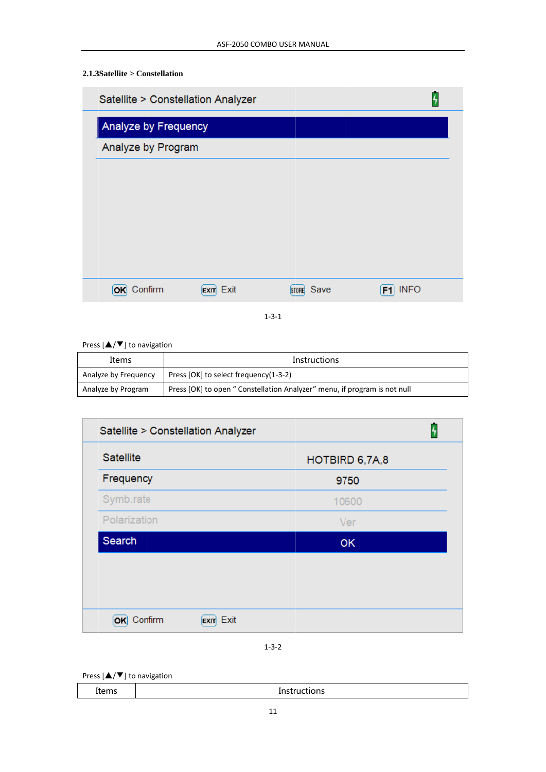**2.1.3Satellite > Constellation**

1-3-1

Press [▲/▼] to navigation

| Items | Instructions |
|---|---|
| Analyze by Frequency | Press [OK] to select frequency(1-3-2) |
| Analyze by Program | Press [OK] to open " Constellation Analyzer" menu, if program is not null |

1-3-2

Press [▲/▼] to navigation

| Items | Instructions |
|---|---|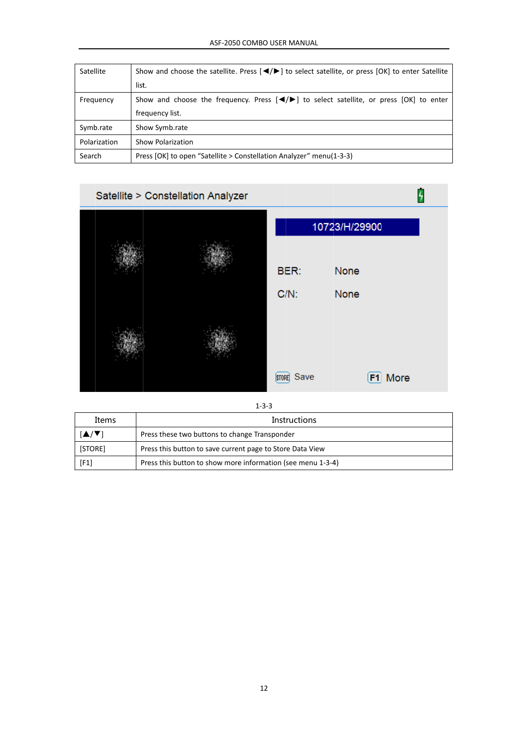| Satellite | Show and choose the satellite. Press [◀/▶] to select satellite, or press [OK] to enter Satellite list. |
|---|---|
| Frequency | Show and choose the frequency. Press [◀/▶] to select satellite, or press [OK] to enter frequency list. |
| Symb.rate | Show Symb.rate |
| Polarization | Show Polarization |
| Search | Press [OK] to open "Satellite > Constellation Analyzer" menu(1-3-3) |

1-3-3

| Items | Instructions |
|---|---|
| [▲/▼] | Press these two buttons to change Transponder |
| [STORE] | Press this button to save current page to Store Data View |
| [F1] | Press this button to show more information (see menu 1-3-4) |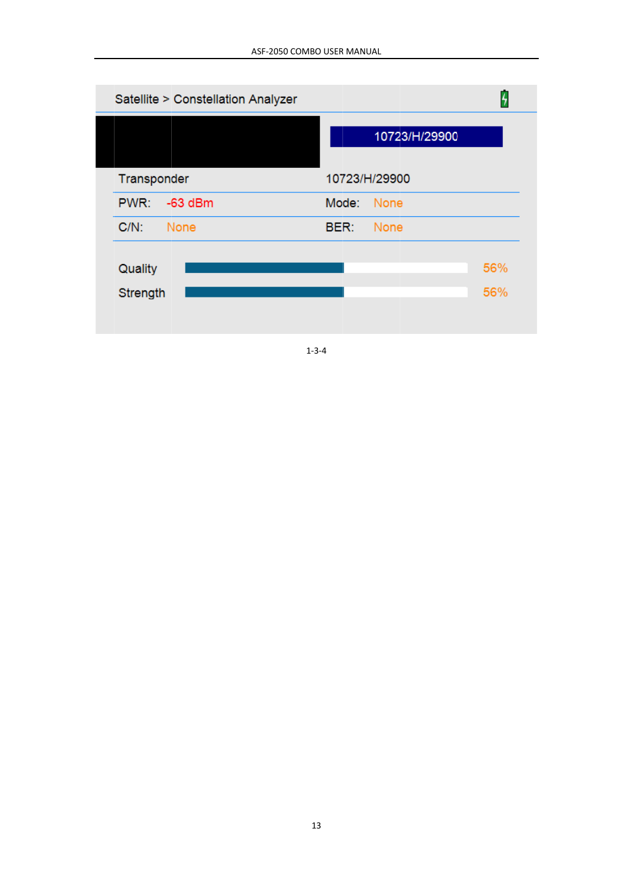Satellite > Constellation Analyzer

10723/H/29900

| Transponder | | 10723/H/29900 | |
|---|---|---|---|
| PWR: | -63 dBm | Mode: | None |
| C/N: | None | BER: | None |

Quality 56%

Strength 56%

1-3-4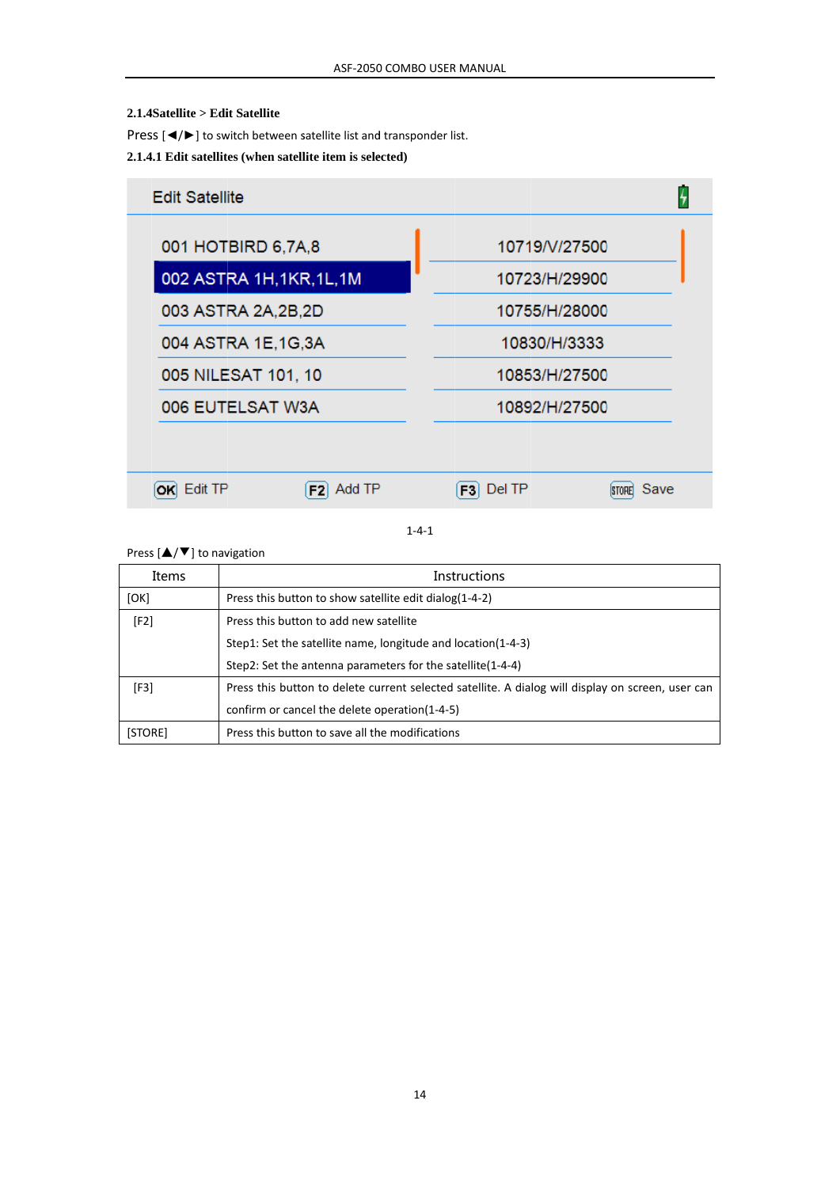### 2.1.4Satellite > Edit Satellite

Press [◄/►] to switch between satellite list and transponder list.

#### 2.1.4.1 Edit satellites (when satellite item is selected)

1-4-1

Press [▲/▼] to navigation

| Items | Instructions |
|---|---|
| [OK] | Press this button to show satellite edit dialog(1-4-2) |
| [F2] | Press this button to add new satellite<br>Step1: Set the satellite name, longitude and location(1-4-3)<br>Step2: Set the antenna parameters for the satellite(1-4-4) |
| [F3] | Press this button to delete current selected satellite. A dialog will display on screen, user can confirm or cancel the delete operation(1-4-5) |
| [STORE] | Press this button to save all the modifications |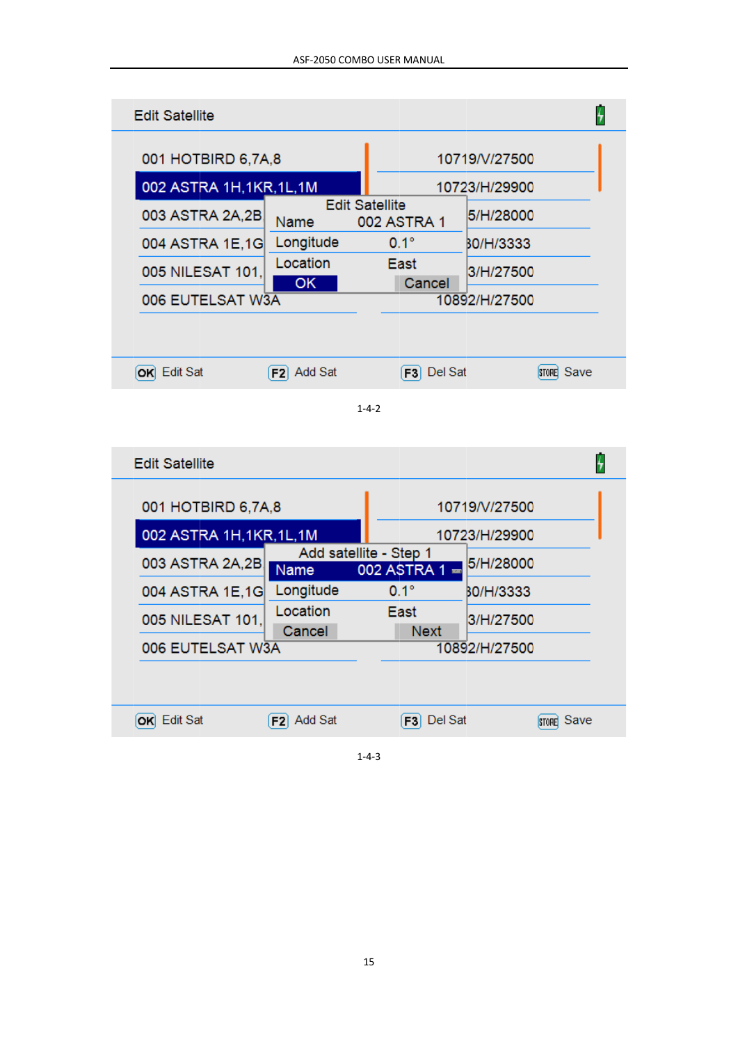Edit Satellite

| | |
|---|---|
| 001 HOTBIRD 6,7A,8 | 10719/V/27500 |
| 002 ASTRA 1H,1KR,1L,1M | 10723/H/29900 |
| 003 ASTRA 2A,2B | 5/H/28000 |
| 004 ASTRA 1E,1G | 30/H/3333 |
| 005 NILESAT 101, | 3/H/27500 |
| 006 EUTELSAT W3A | 10892/H/27500 |

Edit Satellite

Name 002 ASTRA 1

Longitude 0.1°

Location East

OK Cancel

OK Edit Sat F2 Add Sat F3 Del Sat STORE Save

1-4-2

Edit Satellite

| | |
|---|---|
| 001 HOTBIRD 6,7A,8 | 10719/V/27500 |
| 002 ASTRA 1H,1KR,1L,1M | 10723/H/29900 |
| 003 ASTRA 2A,2B | 5/H/28000 |
| 004 ASTRA 1E,1G | 30/H/3333 |
| 005 NILESAT 101, | 3/H/27500 |
| 006 EUTELSAT W3A | 10892/H/27500 |

Add satellite - Step 1

Name 002 ASTRA 1

Longitude 0.1°

Location East

Cancel Next

OK Edit Sat F2 Add Sat F3 Del Sat STORE Save

1-4-3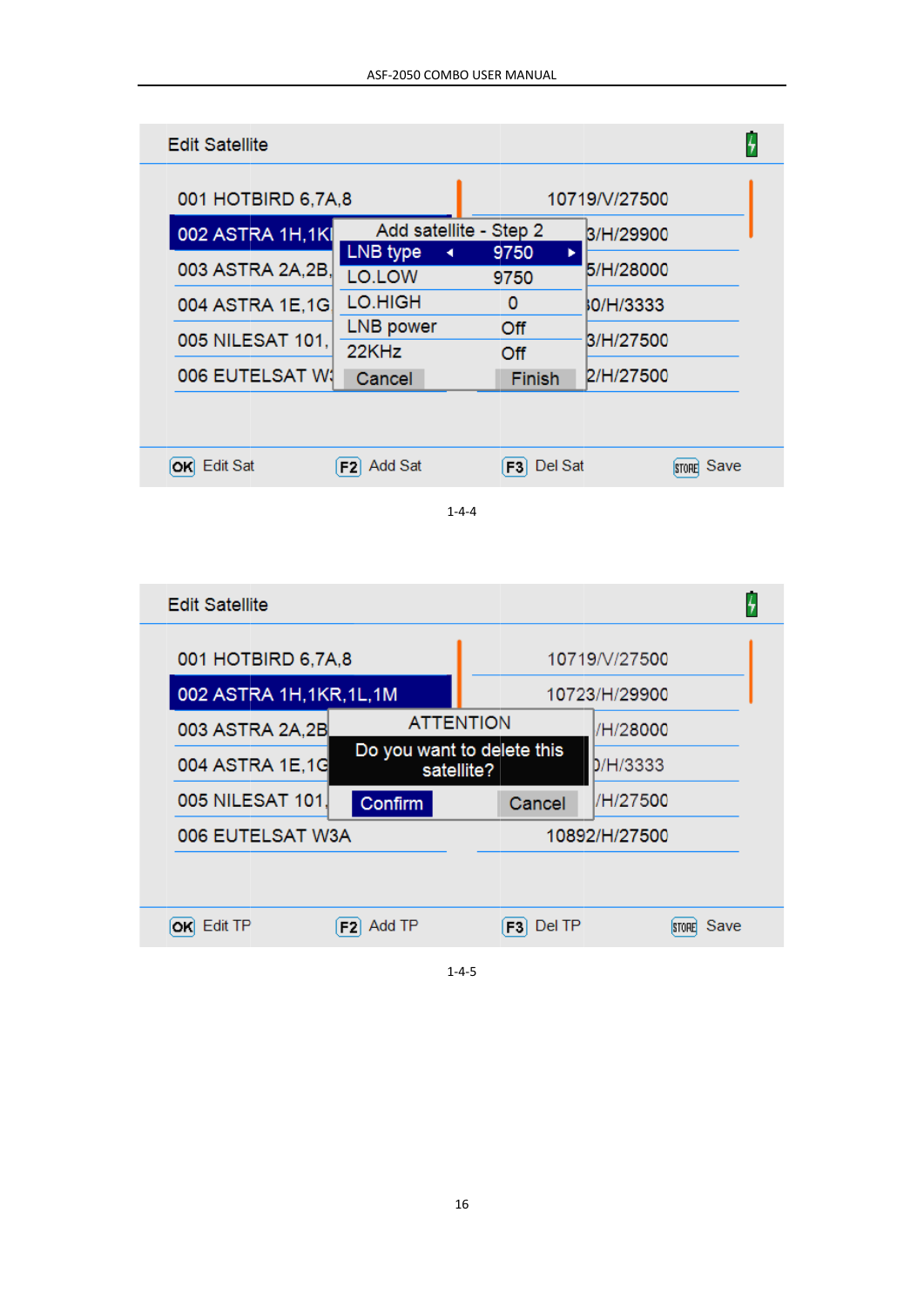Edit Satellite

| | |
|---|---|
| 001 HOTBIRD 6,7A,8 | 10719/V/27500 |
| 002 ASTRA 1H,1K | 3/H/29900 |
| 003 ASTRA 2A,2B, | 5/H/28000 |
| 004 ASTRA 1E,1G | 0/H/3333 |
| 005 NILESAT 101, | 3/H/27500 |
| 006 EUTELSAT W: | 2/H/27500 |

Add satellite - Step 2

| | |
|---|---|
| LNB type | 9750 |
| LO.LOW | 9750 |
| LO.HIGH | 0 |
| LNB power | Off |
| 22KHz | Off |
| Cancel | Finish |

OK Edit Sat   F2 Add Sat   F3 Del Sat   STORE Save

1-4-4

Edit Satellite

| | |
|---|---|
| 001 HOTBIRD 6,7A,8 | 10719/V/27500 |
| 002 ASTRA 1H,1KR,1L,1M | 10723/H/29900 |
| 003 ASTRA 2A,2B | /H/28000 |
| 004 ASTRA 1E,1G | 0/H/3333 |
| 005 NILESAT 101, | /H/27500 |
| 006 EUTELSAT W3A | 10892/H/27500 |

ATTENTION

Do you want to delete this satellite?

Confirm   Cancel

OK Edit TP   F2 Add TP   F3 Del TP   STORE Save

1-4-5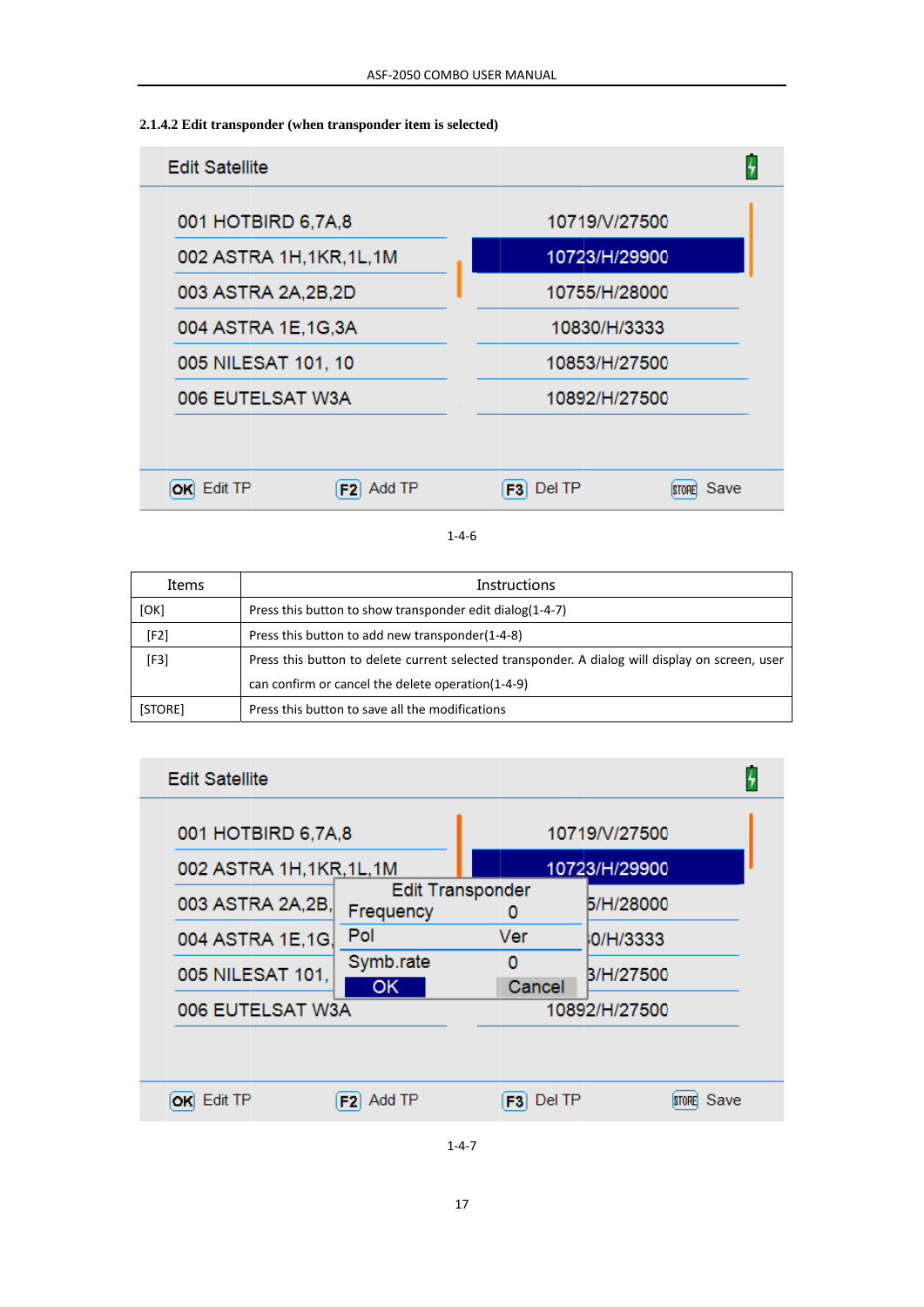#### 2.1.4.2 Edit transponder (when transponder item is selected)

Edit Satellite

| | |
|---|---|
| 001 HOTBIRD 6,7A,8 | 10719/V/27500 |
| 002 ASTRA 1H,1KR,1L,1M | 10723/H/29900 |
| 003 ASTRA 2A,2B,2D | 10755/H/28000 |
| 004 ASTRA 1E,1G,3A | 10830/H/3333 |
| 005 NILESAT 101, 10 | 10853/H/27500 |
| 006 EUTELSAT W3A | 10892/H/27500 |

OK Edit TP    F2 Add TP    F3 Del TP    STORE Save

1-4-6

| Items | Instructions |
|---|---|
| [OK] | Press this button to show transponder edit dialog(1-4-7) |
| [F2] | Press this button to add new transponder(1-4-8) |
| [F3] | Press this button to delete current selected transponder. A dialog will display on screen, user can confirm or cancel the delete operation(1-4-9) |
| [STORE] | Press this button to save all the modifications |

Edit Satellite

Edit Transponder

Frequency 0

Pol Ver

Symb.rate 0

OK    Cancel

OK Edit TP    F2 Add TP    F3 Del TP    STORE Save

1-4-7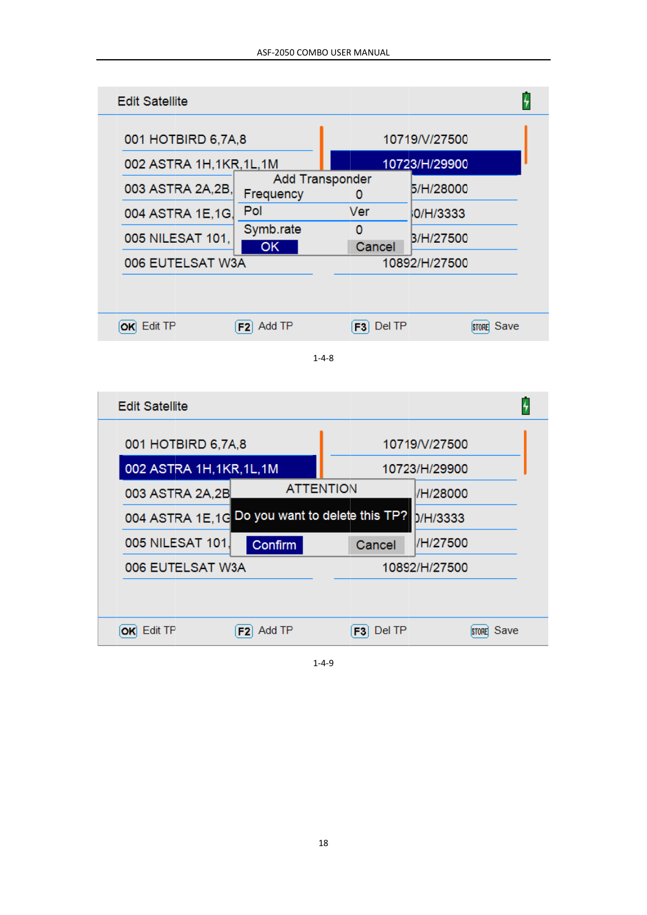Edit Satellite

| | |
|---|---|
| 001 HOTBIRD 6,7A,8 | 10719/V/27500 |
| 002 ASTRA 1H,1KR,1L,1M | 10723/H/29900 |
| 003 ASTRA 2A,2B, | 5/H/28000 |
| 004 ASTRA 1E,1G, | 0/H/3333 |
| 005 NILESAT 101, | 3/H/27500 |
| 006 EUTELSAT W3A | 10892/H/27500 |

Add Transponder

| | |
|---|---|
| Frequency | 0 |
| Pol | Ver |
| Symb.rate | 0 |
| OK | Cancel |

OK Edit TP  F2 Add TP  F3 Del TP  STORE Save

1-4-8

Edit Satellite

| | |
|---|---|
| 001 HOTBIRD 6,7A,8 | 10719/V/27500 |
| 002 ASTRA 1H,1KR,1L,1M | 10723/H/29900 |
| 003 ASTRA 2A,2B | /H/28000 |
| 004 ASTRA 1E,1G | 0/H/3333 |
| 005 NILESAT 101, | /H/27500 |
| 006 EUTELSAT W3A | 10892/H/27500 |

ATTENTION

Do you want to delete this TP?

Confirm  Cancel

OK Edit TP  F2 Add TP  F3 Del TP  STORE Save

1-4-9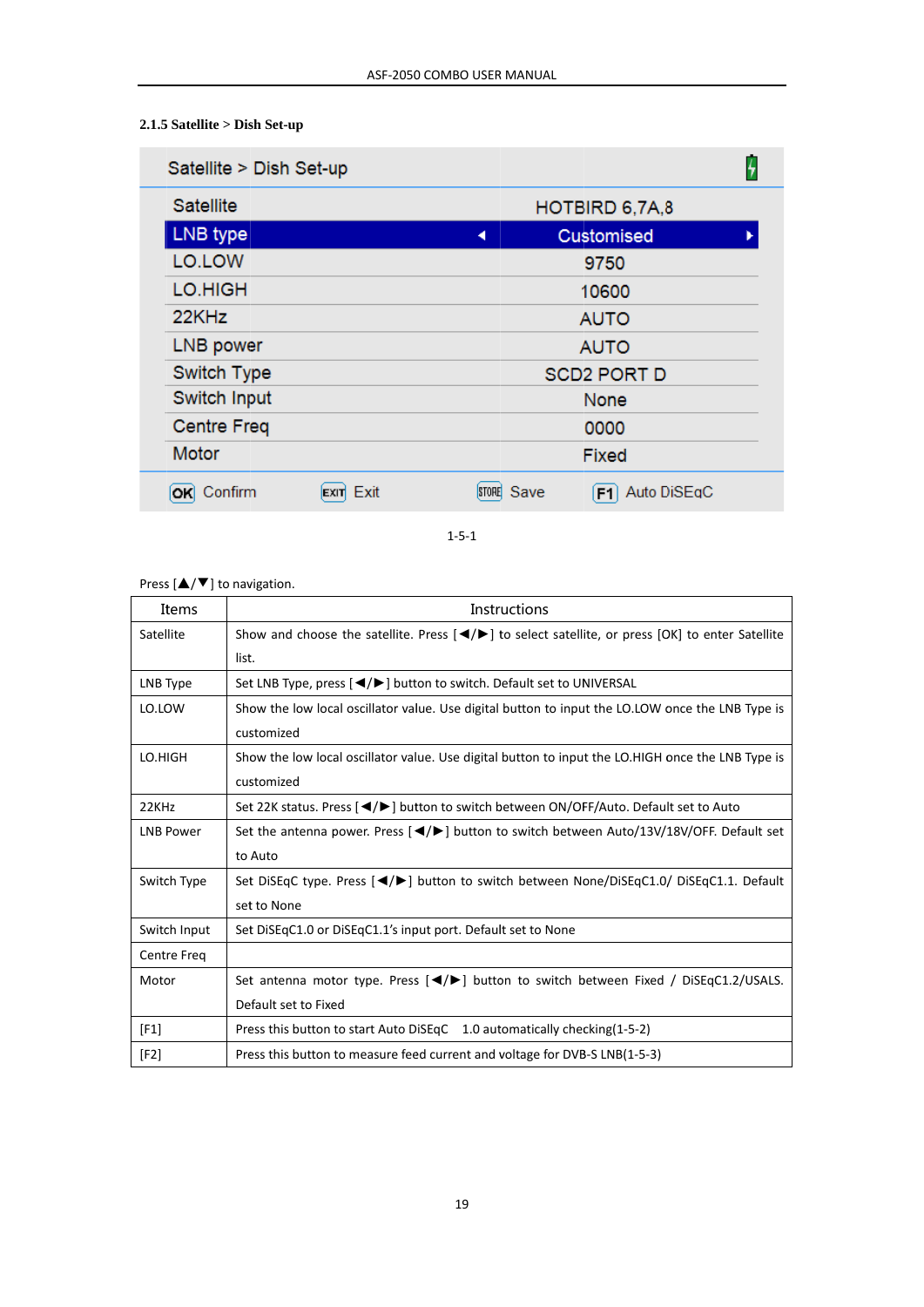### 2.1.5 Satellite > Dish Set-up

| Satellite > Dish Set-up | |
|---|---|
| Satellite | HOTBIRD 6,7A,8 |
| LNB type | Customised |
| LO.LOW | 9750 |
| LO.HIGH | 10600 |
| 22KHz | AUTO |
| LNB power | AUTO |
| Switch Type | SCD2 PORT D |
| Switch Input | None |
| Centre Freq | 0000 |
| Motor | Fixed |

OK Confirm    EXIT Exit    STORE Save    F1 Auto DiSEqC

1-5-1

Press [▲/▼] to navigation.

| Items | Instructions |
|---|---|
| Satellite | Show and choose the satellite. Press [◄/►] to select satellite, or press [OK] to enter Satellite list. |
| LNB Type | Set LNB Type, press [◄/►] button to switch. Default set to UNIVERSAL |
| LO.LOW | Show the low local oscillator value. Use digital button to input the LO.LOW once the LNB Type is customized |
| LO.HIGH | Show the low local oscillator value. Use digital button to input the LO.HIGH once the LNB Type is customized |
| 22KHz | Set 22K status. Press [◄/►] button to switch between ON/OFF/Auto. Default set to Auto |
| LNB Power | Set the antenna power. Press [◄/►] button to switch between Auto/13V/18V/OFF. Default set to Auto |
| Switch Type | Set DiSEqC type. Press [◄/►] button to switch between None/DiSEqC1.0/ DiSEqC1.1. Default set to None |
| Switch Input | Set DiSEqC1.0 or DiSEqC1.1's input port. Default set to None |
| Centre Freq | |
| Motor | Set antenna motor type. Press [◄/►] button to switch between Fixed / DiSEqC1.2/USALS. Default set to Fixed |
| [F1] | Press this button to start Auto DiSEqC 1.0 automatically checking(1-5-2) |
| [F2] | Press this button to measure feed current and voltage for DVB-S LNB(1-5-3) |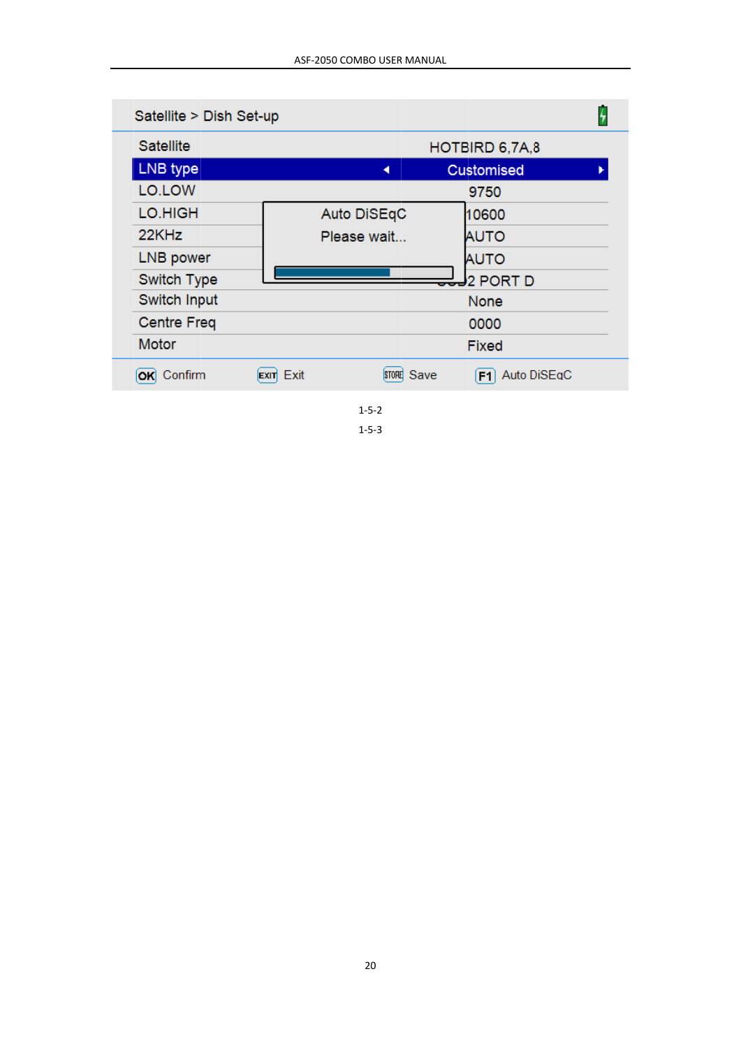Satellite > Dish Set-up

| Setting | Value |
| --- | --- |
| Satellite | HOTBIRD 6,7A,8 |
| LNB type | Customised |
| LO.LOW | 9750 |
| LO.HIGH | 10600 |
| 22KHz | AUTO |
| LNB power | AUTO |
| Switch Type | ...2 PORT D |
| Switch Input | None |
| Centre Freq | 0000 |
| Motor | Fixed |

Auto DiSEqC

Please wait...

OK Confirm EXIT Exit STORE Save F1 Auto DiSEqC

1-5-2

1-5-3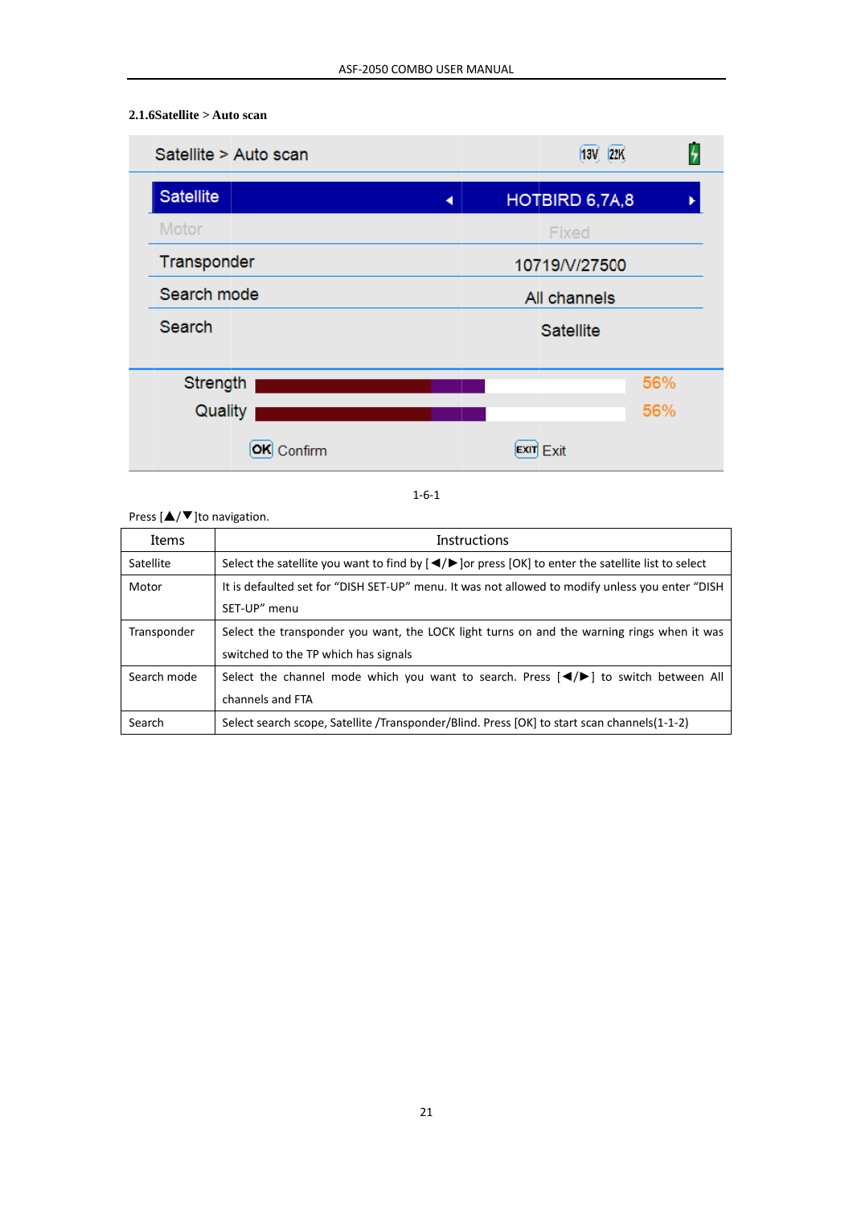### 2.1.6Satellite > Auto scan

Satellite > Auto scan

| | |
|---|---|
| Satellite | HOTBIRD 6,7A,8 |
| Motor | Fixed |
| Transponder | 10719/V/27500 |
| Search mode | All channels |
| Search | Satellite |

Strength 56%

Quality 56%

OK Confirm EXIT Exit

1-6-1

Press [▲/▼]to navigation.

| Items | Instructions |
|---|---|
| Satellite | Select the satellite you want to find by [◄/►]or press [OK] to enter the satellite list to select |
| Motor | It is defaulted set for “DISH SET-UP” menu. It was not allowed to modify unless you enter “DISH SET-UP” menu |
| Transponder | Select the transponder you want, the LOCK light turns on and the warning rings when it was switched to the TP which has signals |
| Search mode | Select the channel mode which you want to search. Press [◄/►] to switch between All channels and FTA |
| Search | Select search scope, Satellite /Transponder/Blind. Press [OK] to start scan channels(1-1-2) |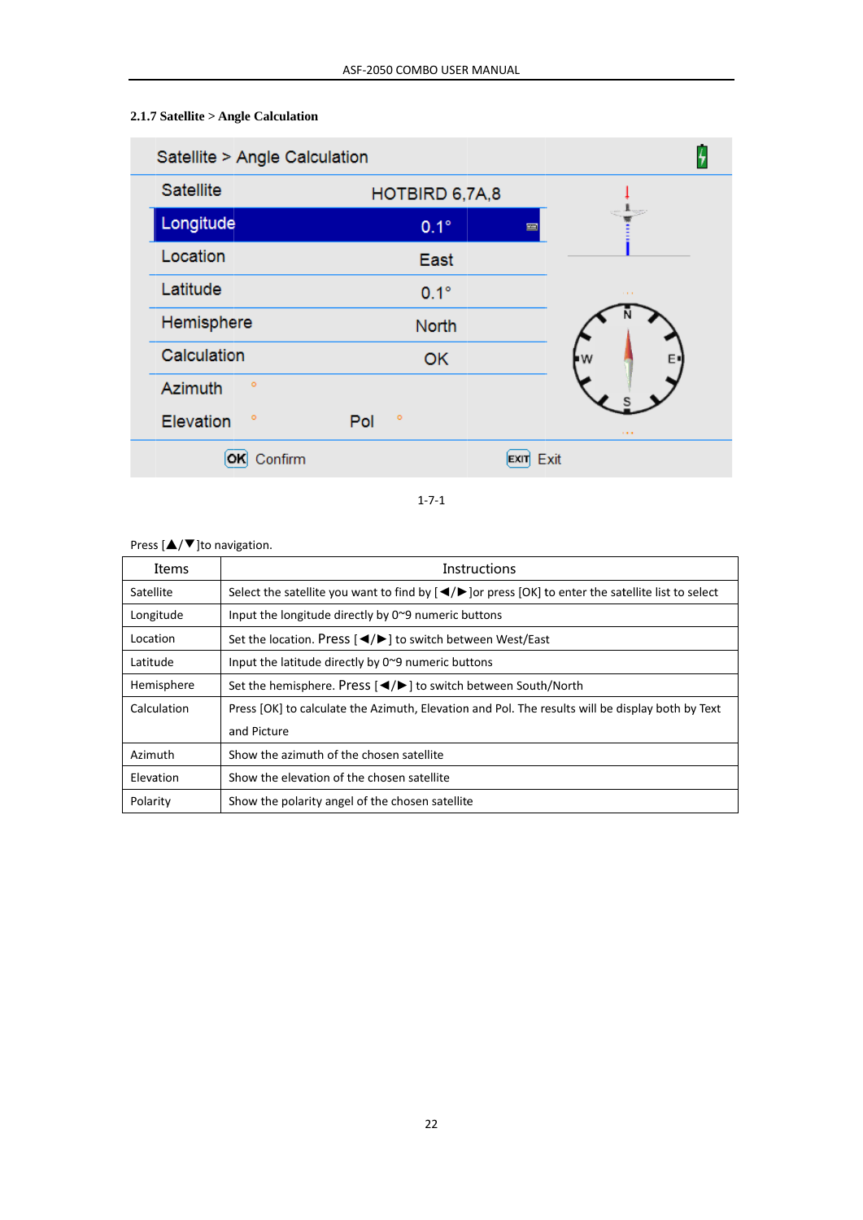### 2.1.7 Satellite > Angle Calculation

1-7-1

Press [▲/▼]to navigation.

| Items | Instructions |
|---|---|
| Satellite | Select the satellite you want to find by [◄/►]or press [OK] to enter the satellite list to select |
| Longitude | Input the longitude directly by 0~9 numeric buttons |
| Location | Set the location. Press [◄/►] to switch between West/East |
| Latitude | Input the latitude directly by 0~9 numeric buttons |
| Hemisphere | Set the hemisphere. Press [◄/►] to switch between South/North |
| Calculation | Press [OK] to calculate the Azimuth, Elevation and Pol. The results will be display both by Text and Picture |
| Azimuth | Show the azimuth of the chosen satellite |
| Elevation | Show the elevation of the chosen satellite |
| Polarity | Show the polarity angel of the chosen satellite |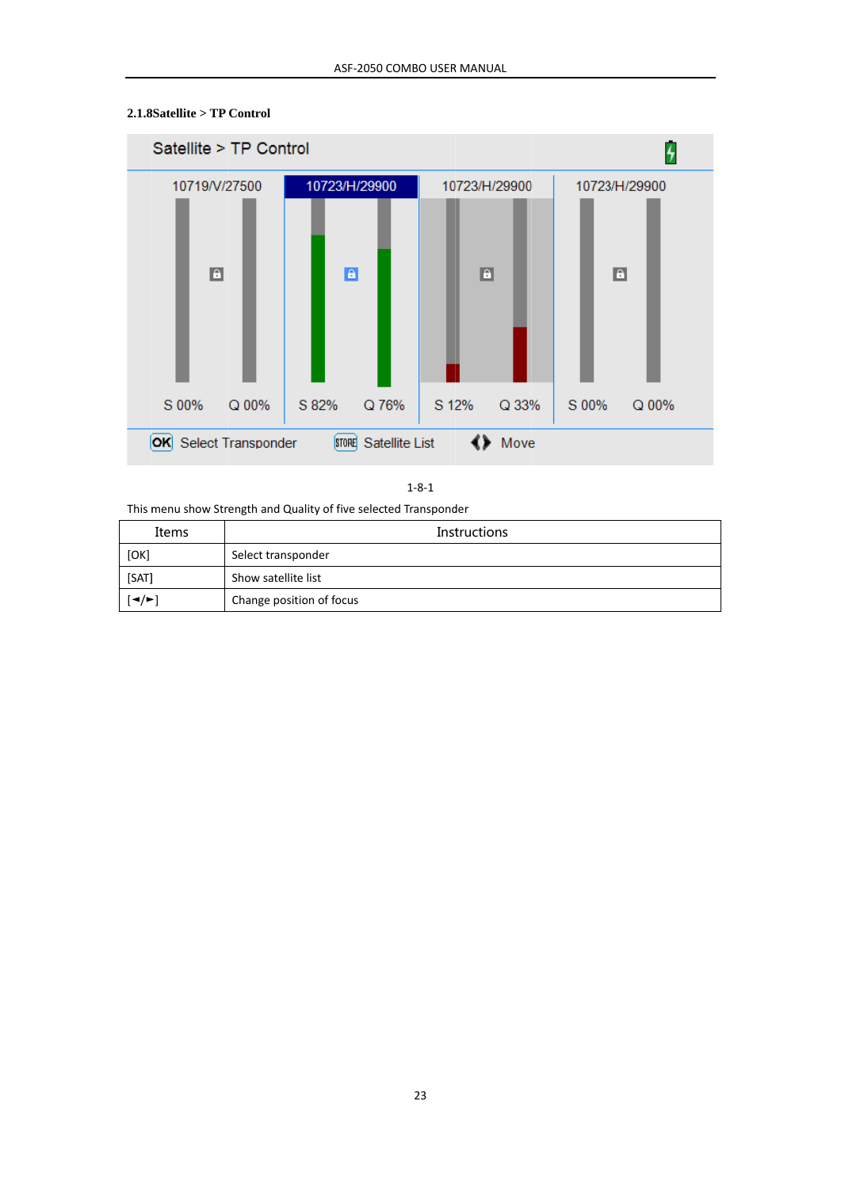### 2.1.8Satellite > TP Control

1-8-1

This menu show Strength and Quality of five selected Transponder

| Items | Instructions |
|---|---|
| [OK] | Select transponder |
| [SAT] | Show satellite list |
| [◄/►] | Change position of focus |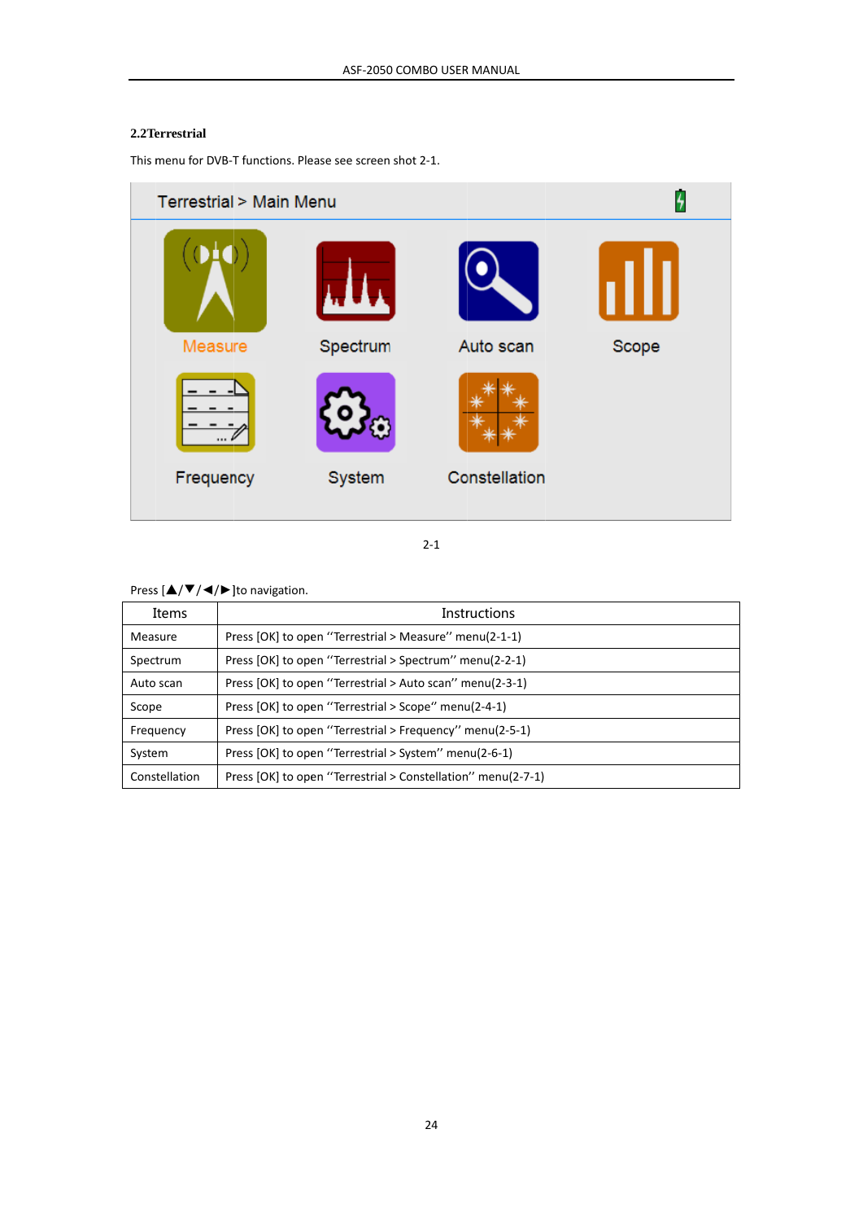## 2.2Terrestrial

This menu for DVB-T functions. Please see screen shot 2-1.

2-1

Press [▲/▼/◄/►]to navigation.

| Items | Instructions |
|---|---|
| Measure | Press [OK] to open "Terrestrial > Measure" menu(2-1-1) |
| Spectrum | Press [OK] to open "Terrestrial > Spectrum" menu(2-2-1) |
| Auto scan | Press [OK] to open "Terrestrial > Auto scan" menu(2-3-1) |
| Scope | Press [OK] to open "Terrestrial > Scope" menu(2-4-1) |
| Frequency | Press [OK] to open "Terrestrial > Frequency" menu(2-5-1) |
| System | Press [OK] to open "Terrestrial > System" menu(2-6-1) |
| Constellation | Press [OK] to open "Terrestrial > Constellation" menu(2-7-1) |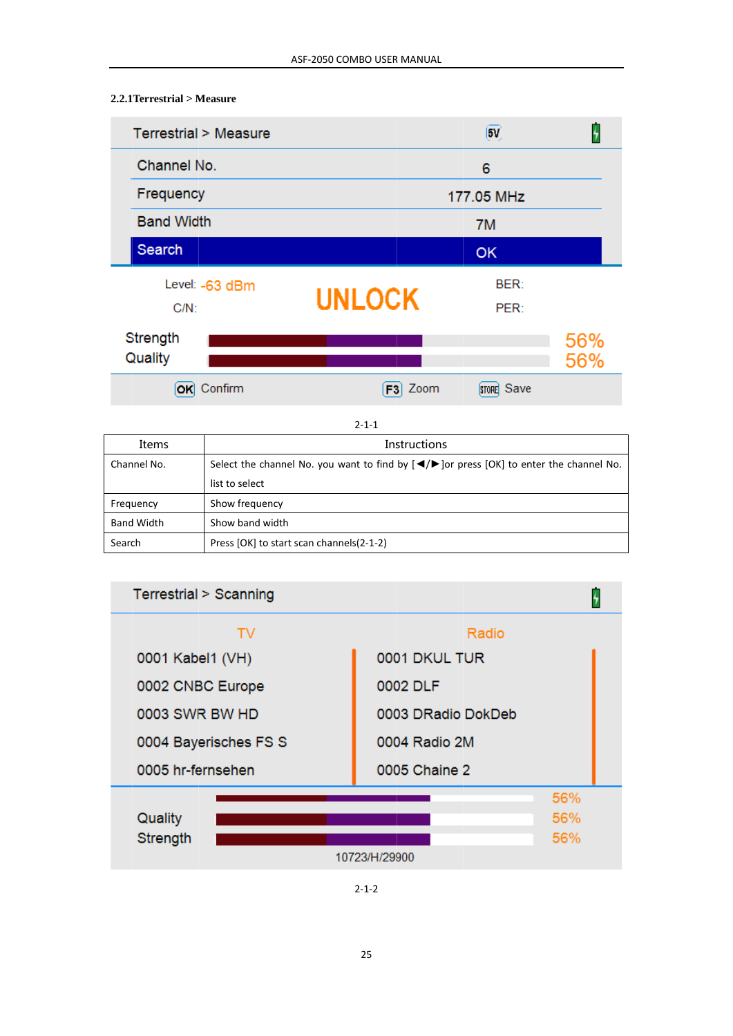### 2.2.1Terrestrial > Measure

Terrestrial > Measure

| | |
|---|---|
| Channel No. | 6 |
| Frequency | 177.05 MHz |
| Band Width | 7M |
| Search | OK |

Level: -63 dBm　　UNLOCK　　BER:

C/N:　　PER:

Strength 56%

Quality 56%

OK Confirm　F3 Zoom　STORE Save

2-1-1

| Items | Instructions |
|---|---|
| Channel No. | Select the channel No. you want to find by [◀/▶]or press [OK] to enter the channel No. list to select |
| Frequency | Show frequency |
| Band Width | Show band width |
| Search | Press [OK] to start scan channels(2-1-2) |

Terrestrial > Scanning

| TV | Radio |
|---|---|
| 0001 Kabel1 (VH) | 0001 DKUL TUR |
| 0002 CNBC Europe | 0002 DLF |
| 0003 SWR BW HD | 0003 DRadio DokDeb |
| 0004 Bayerisches FS S | 0004 Radio 2M |
| 0005 hr-fernsehen | 0005 Chaine 2 |

56%

Quality 56%

Strength 56%

10723/H/29900

2-1-2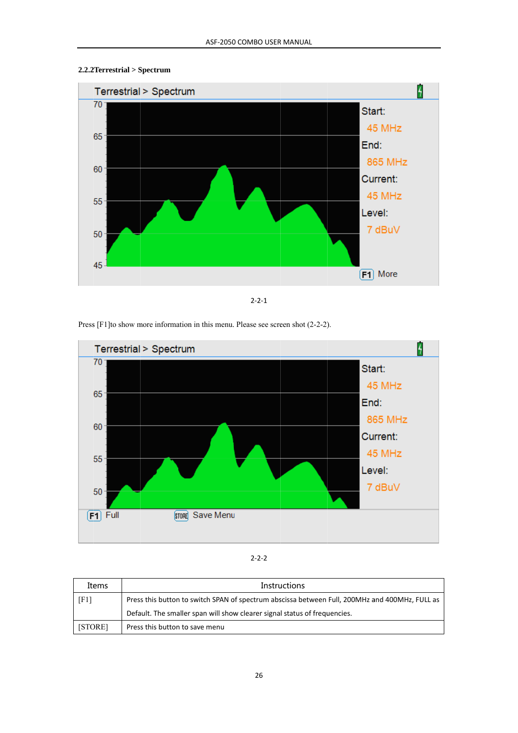### 2.2.2Terrestrial > Spectrum

2-2-1

Press [F1]to show more information in this menu. Please see screen shot (2-2-2).

2-2-2

| Items | Instructions |
|---|---|
| [F1] | Press this button to switch SPAN of spectrum abscissa between Full, 200MHz and 400MHz, FULL as Default. The smaller span will show clearer signal status of frequencies. |
| [STORE] | Press this button to save menu |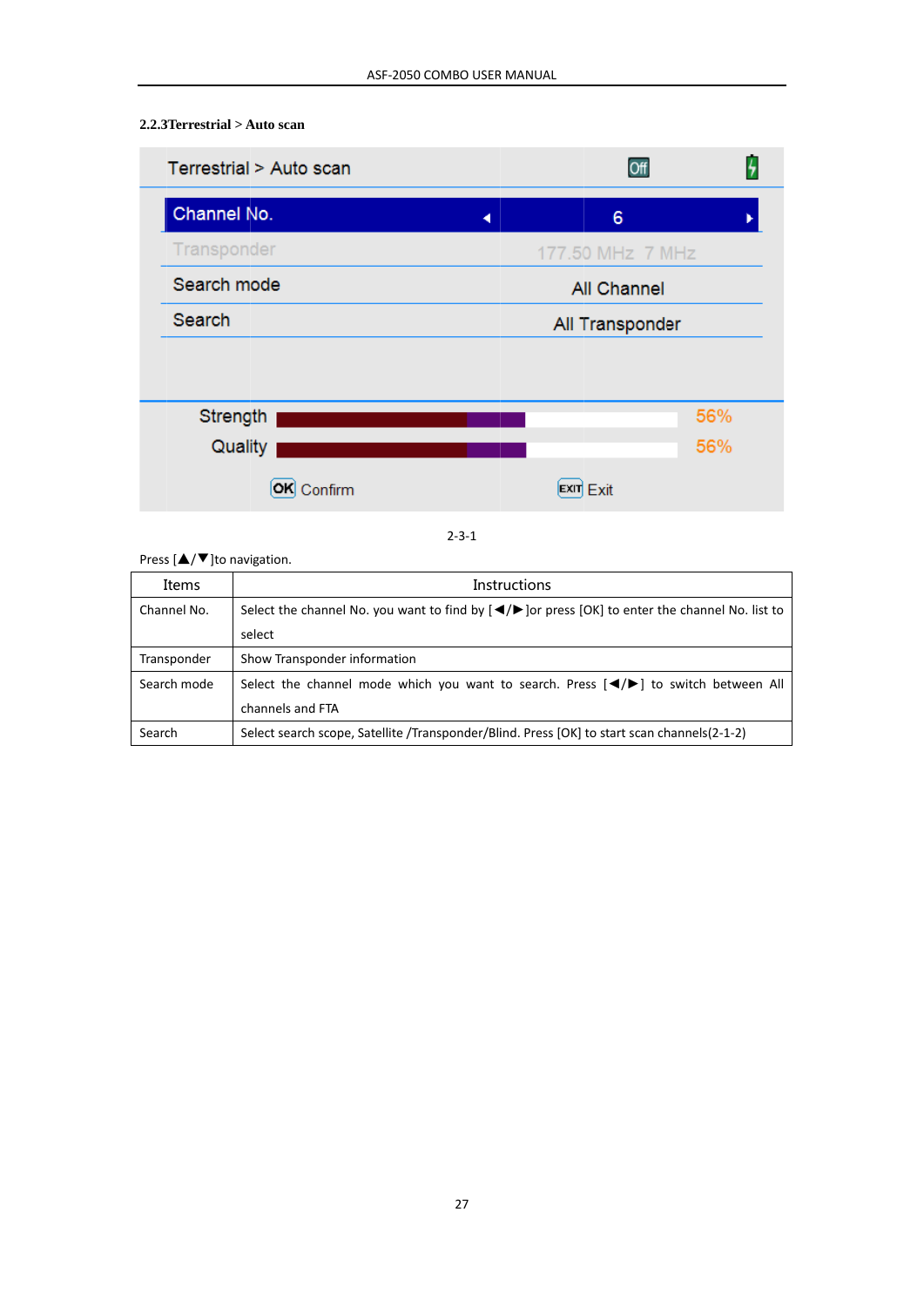### 2.2.3Terrestrial > Auto scan

2-3-1

Press [▲/▼]to navigation.

| Items | Instructions |
|---|---|
| Channel No. | Select the channel No. you want to find by [◄/►]or press [OK] to enter the channel No. list to select |
| Transponder | Show Transponder information |
| Search mode | Select the channel mode which you want to search. Press [◄/►] to switch between All channels and FTA |
| Search | Select search scope, Satellite /Transponder/Blind. Press [OK] to start scan channels(2-1-2) |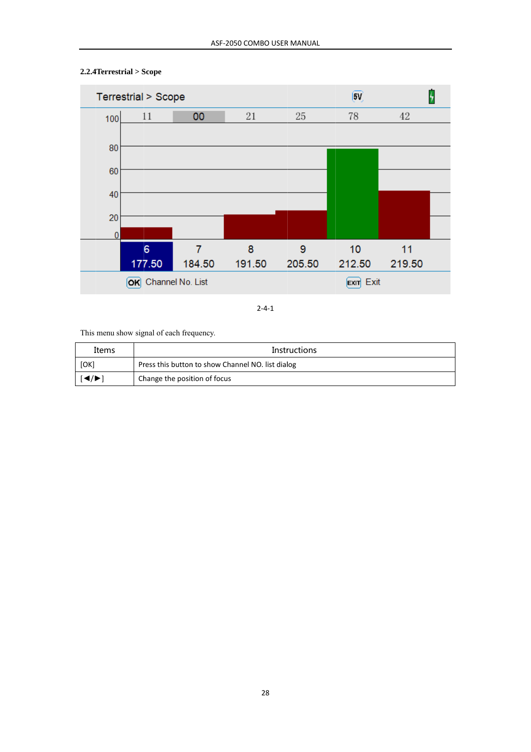### 2.2.4Terrestrial > Scope

2-4-1

This menu show signal of each frequency.

| Items | Instructions |
| --- | --- |
| [OK] | Press this button to show Channel NO. list dialog |
| [◄/►] | Change the position of focus |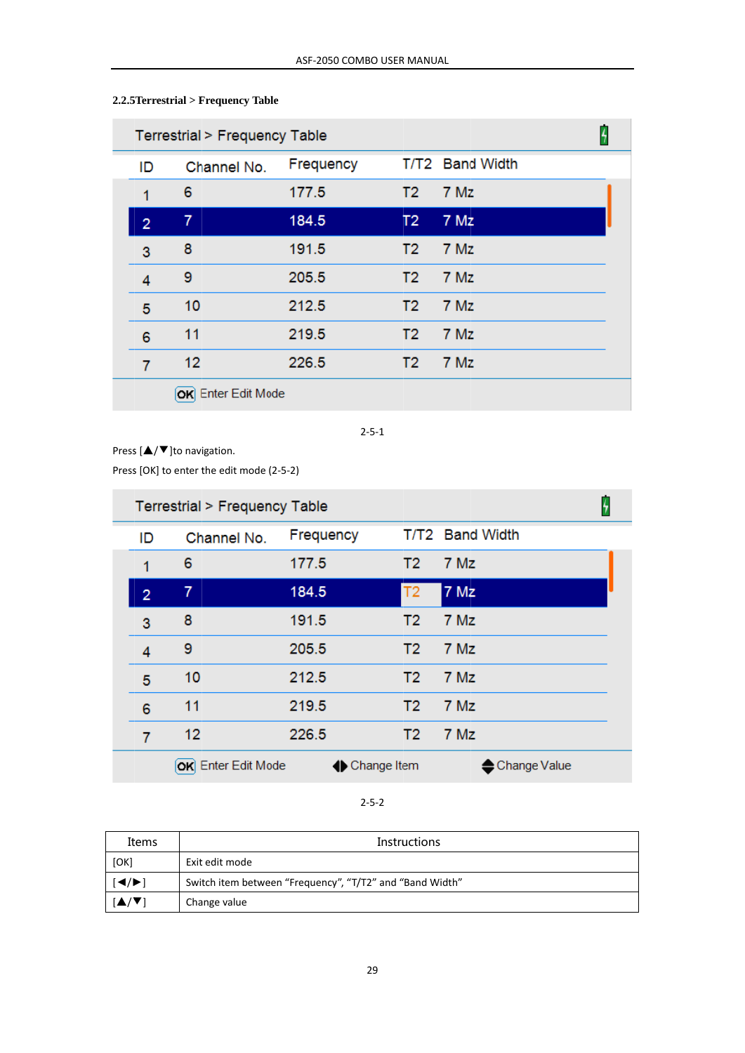### 2.2.5Terrestrial > Frequency Table

| ID | Channel No. | Frequency | T/T2 | Band Width |
|---|---|---|---|---|
| 1 | 6 | 177.5 | T2 | 7 Mz |
| 2 | 7 | 184.5 | T2 | 7 Mz |
| 3 | 8 | 191.5 | T2 | 7 Mz |
| 4 | 9 | 205.5 | T2 | 7 Mz |
| 5 | 10 | 212.5 | T2 | 7 Mz |
| 6 | 11 | 219.5 | T2 | 7 Mz |
| 7 | 12 | 226.5 | T2 | 7 Mz |

OK Enter Edit Mode

2-5-1

Press [▲/▼]to navigation.

Press [OK] to enter the edit mode (2-5-2)

| ID | Channel No. | Frequency | T/T2 | Band Width |
|---|---|---|---|---|
| 1 | 6 | 177.5 | T2 | 7 Mz |
| 2 | 7 | 184.5 | T2 | 7 Mz |
| 3 | 8 | 191.5 | T2 | 7 Mz |
| 4 | 9 | 205.5 | T2 | 7 Mz |
| 5 | 10 | 212.5 | T2 | 7 Mz |
| 6 | 11 | 219.5 | T2 | 7 Mz |
| 7 | 12 | 226.5 | T2 | 7 Mz |

OK Enter Edit Mode   ◆ Change Item   ◆ Change Value

2-5-2

| Items | Instructions |
|---|---|
| [OK] | Exit edit mode |
| [◄/►] | Switch item between "Frequency", "T/T2" and "Band Width" |
| [▲/▼] | Change value |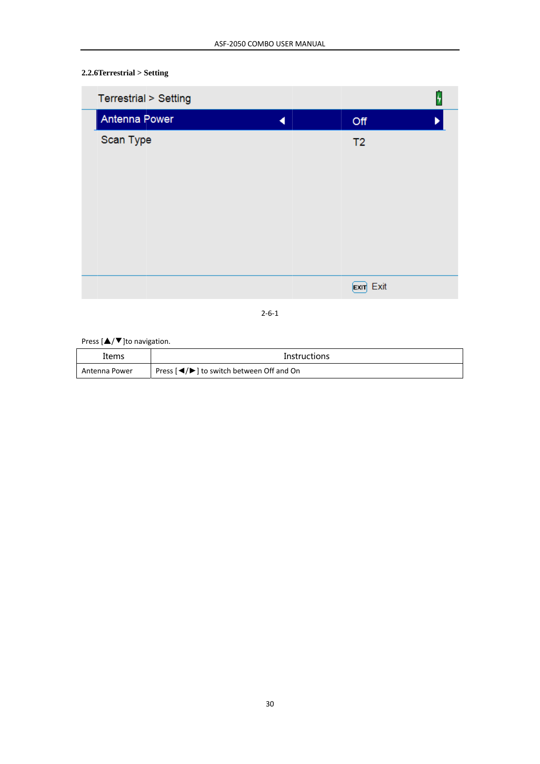### 2.2.6Terrestrial > Setting

Terrestrial > Setting

| | |
|---|---|
| Antenna Power | Off |
| Scan Type | T2 |

EXIT Exit

2-6-1

Press [▲/▼]to navigation.

| Items | Instructions |
|---|---|
| Antenna Power | Press [◀/▶] to switch between Off and On |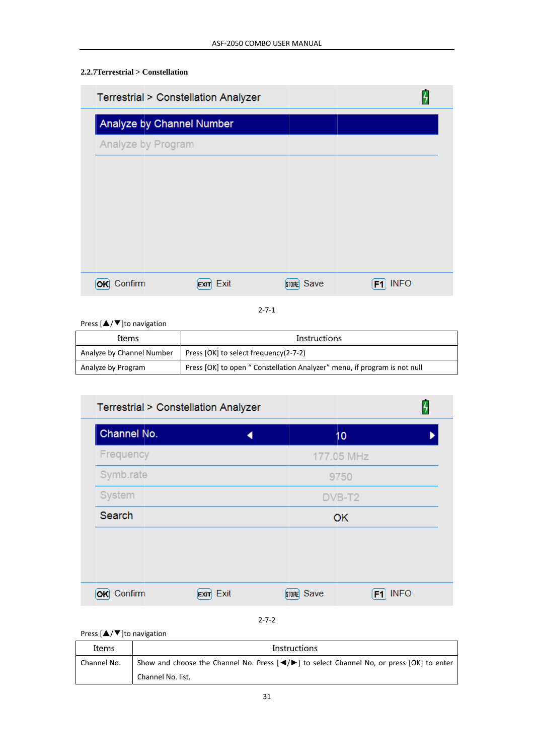## 2.2.7Terrestrial > Constellation

Terrestrial > Constellation Analyzer

Analyze by Channel Number

Analyze by Program

OK Confirm EXIT Exit STORE Save F1 INFO

2-7-1

Press [▲/▼]to navigation

| Items | Instructions |
|---|---|
| Analyze by Channel Number | Press [OK] to select frequency(2-7-2) |
| Analyze by Program | Press [OK] to open " Constellation Analyzer" menu, if program is not null |

Terrestrial > Constellation Analyzer

| | |
|---|---|
| Channel No. | 10 |
| Frequency | 177.05 MHz |
| Symb.rate | 9750 |
| System | DVB-T2 |
| Search | OK |

OK Confirm EXIT Exit STORE Save F1 INFO

2-7-2

Press [▲/▼]to navigation

| Items | Instructions |
|---|---|
| Channel No. | Show and choose the Channel No. Press [◄/►] to select Channel No, or press [OK] to enter Channel No. list. |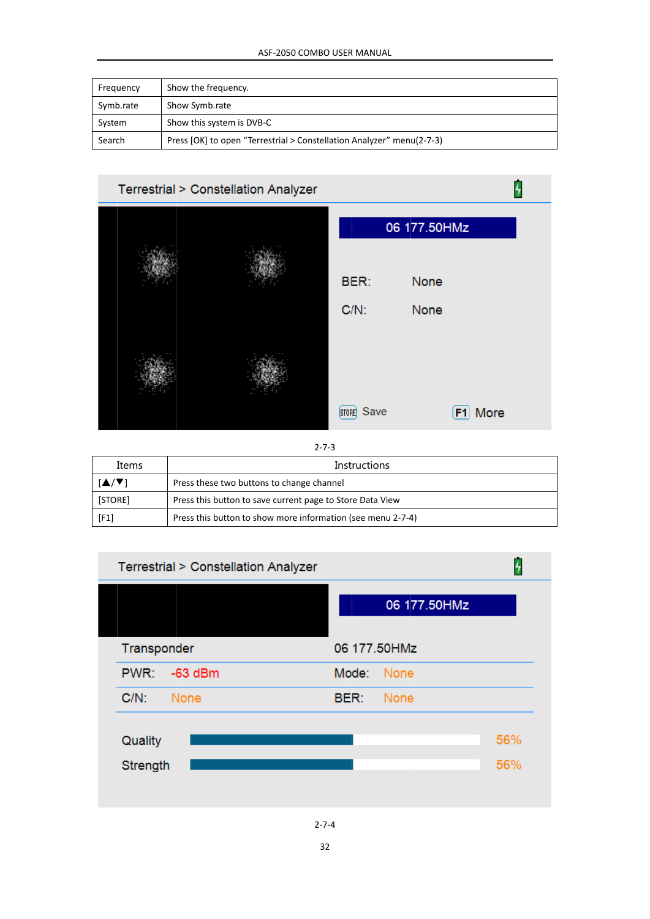| Frequency | Show the frequency. |
|---|---|
| Symb.rate | Show Symb.rate |
| System | Show this system is DVB-C |
| Search | Press [OK] to open "Terrestrial > Constellation Analyzer" menu(2-7-3) |

2-7-3

| Items | Instructions |
|---|---|
| [▲/▼] | Press these two buttons to change channel |
| [STORE] | Press this button to save current page to Store Data View |
| [F1] | Press this button to show more information (see menu 2-7-4) |

2-7-4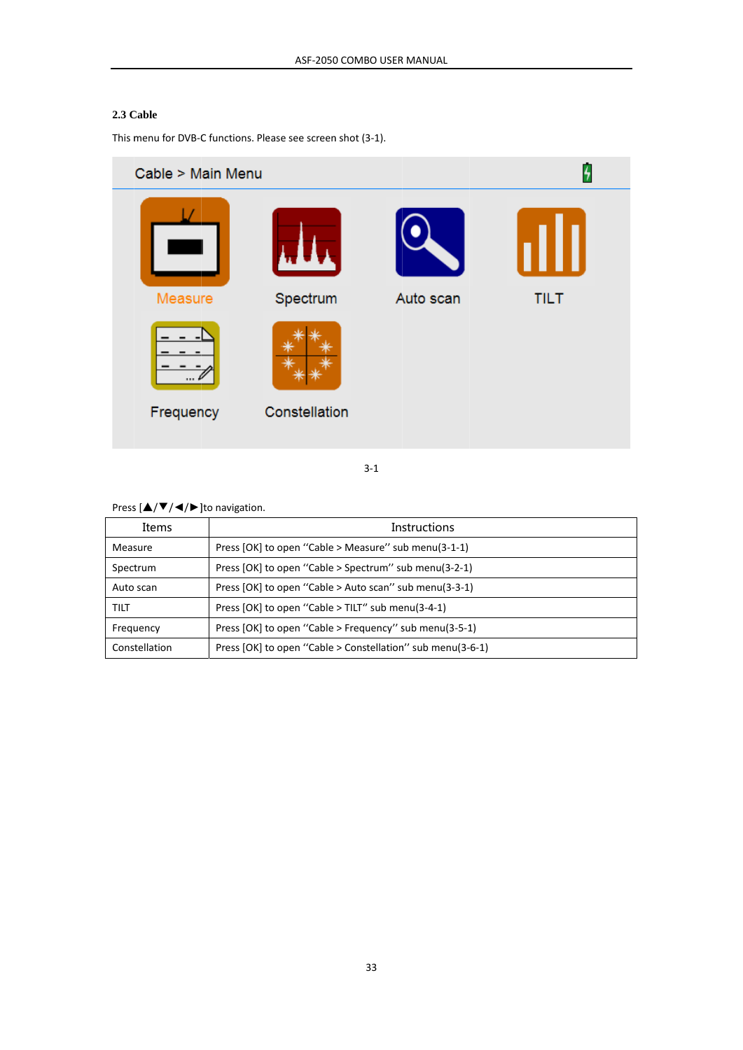## 2.3 Cable

This menu for DVB-C functions. Please see screen shot (3-1).

3-1

Press [▲/▼/◄/►]to navigation.

| Items | Instructions |
|---|---|
| Measure | Press [OK] to open "Cable > Measure" sub menu(3-1-1) |
| Spectrum | Press [OK] to open "Cable > Spectrum" sub menu(3-2-1) |
| Auto scan | Press [OK] to open "Cable > Auto scan" sub menu(3-3-1) |
| TILT | Press [OK] to open "Cable > TILT" sub menu(3-4-1) |
| Frequency | Press [OK] to open "Cable > Frequency" sub menu(3-5-1) |
| Constellation | Press [OK] to open "Cable > Constellation" sub menu(3-6-1) |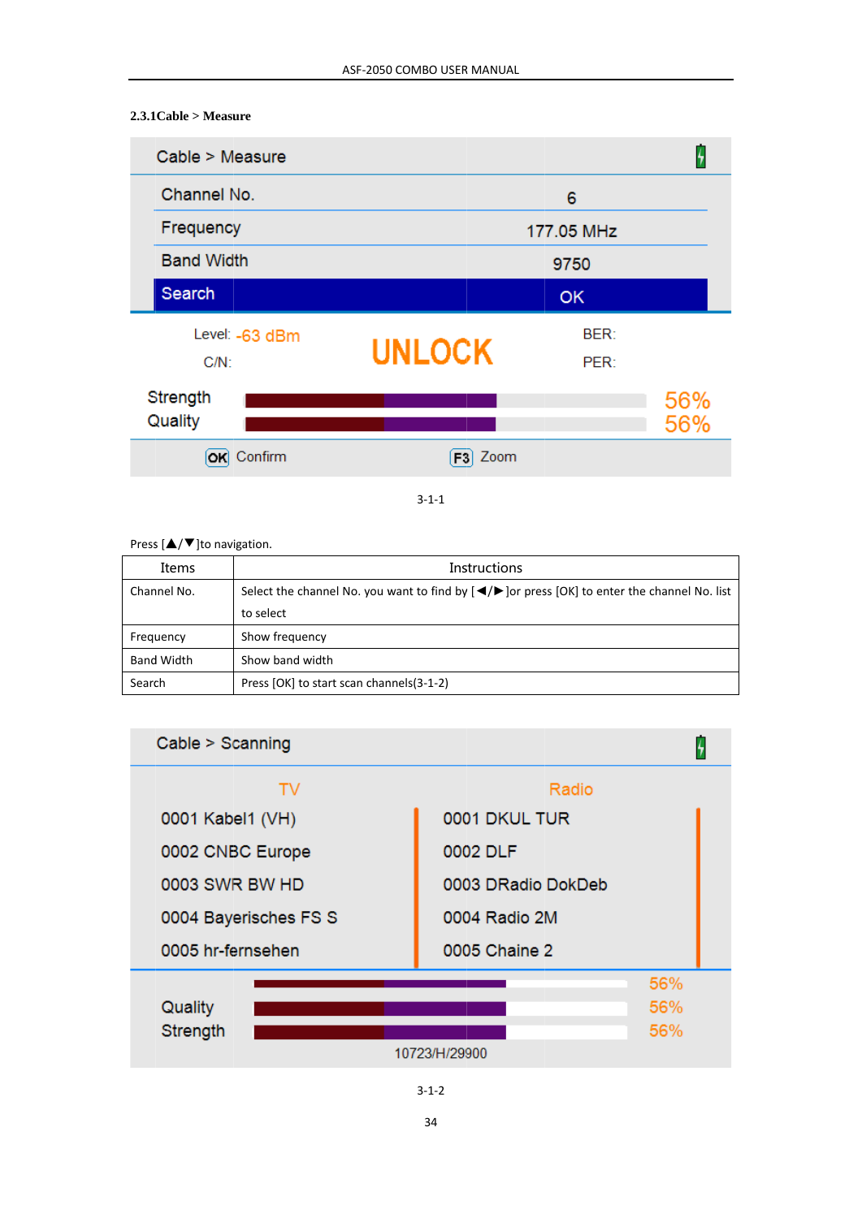### 2.3.1 Cable > Measure

Cable > Measure

| | |
|---|---|
| Channel No. | 6 |
| Frequency | 177.05 MHz |
| Band Width | 9750 |
| Search | OK |

Level: -63 dBm　　UNLOCK　　BER:

C/N:　　PER:

Strength 56%

Quality 56%

OK Confirm　　F3 Zoom

3-1-1

Press [▲/▼]to navigation.

| Items | Instructions |
|---|---|
| Channel No. | Select the channel No. you want to find by [◄/►]or press [OK] to enter the channel No. list to select |
| Frequency | Show frequency |
| Band Width | Show band width |
| Search | Press [OK] to start scan channels(3-1-2) |

Cable > Scanning

| TV | Radio |
|---|---|
| 0001 Kabel1 (VH) | 0001 DKUL TUR |
| 0002 CNBC Europe | 0002 DLF |
| 0003 SWR BW HD | 0003 DRadio DokDeb |
| 0004 Bayerisches FS S | 0004 Radio 2M |
| 0005 hr-fernsehen | 0005 Chaine 2 |

56%

Quality 56%

Strength 56%

10723/H/29900

3-1-2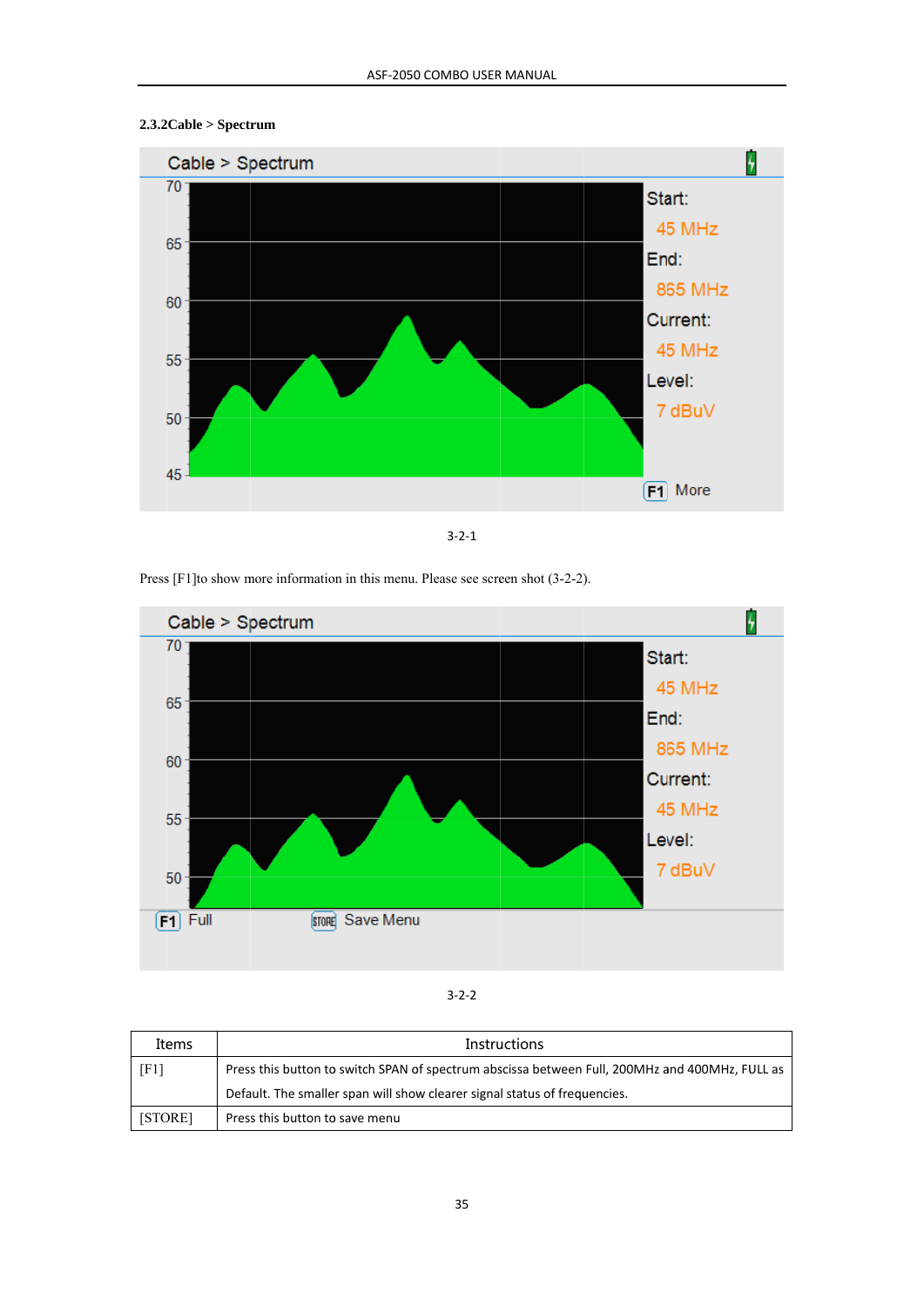**2.3.2Cable > Spectrum**

3-2-1

Press [F1]to show more information in this menu. Please see screen shot (3-2-2).

3-2-2

| Items | Instructions |
|---|---|
| [F1] | Press this button to switch SPAN of spectrum abscissa between Full, 200MHz and 400MHz, FULL as Default. The smaller span will show clearer signal status of frequencies. |
| [STORE] | Press this button to save menu |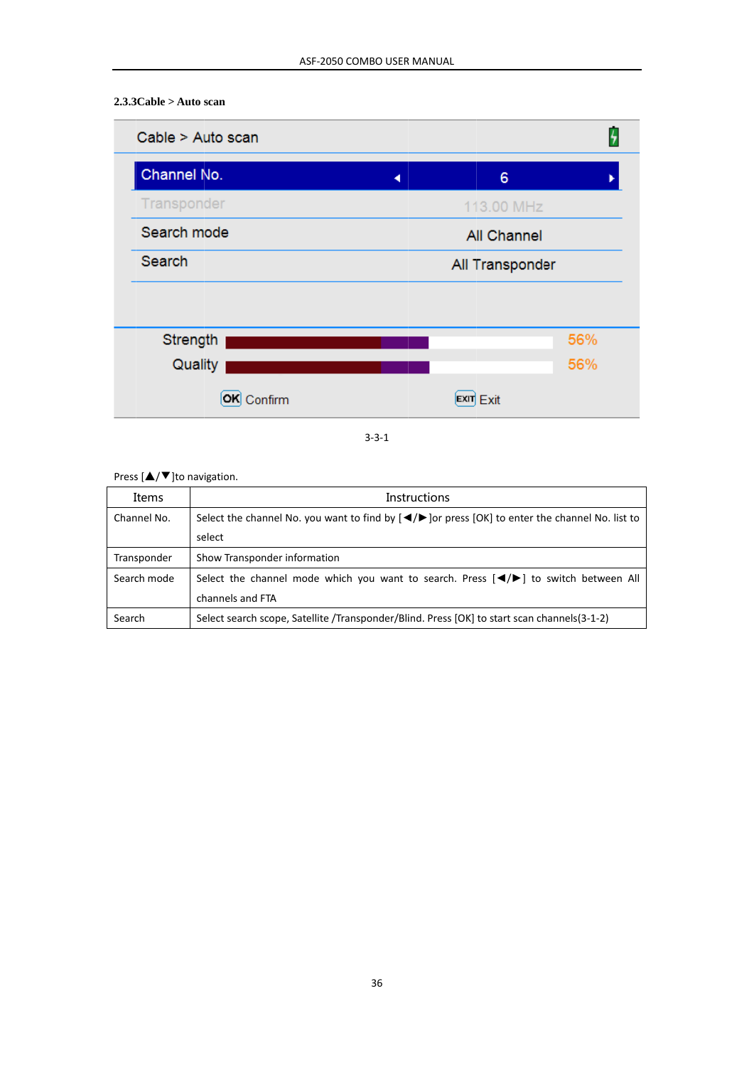### 2.3.3Cable > Auto scan

| Cable > Auto scan | |
|---|---|
| Channel No. | 6 |
| Transponder | 113.00 MHz |
| Search mode | All Channel |
| Search | All Transponder |
| Strength | 56% |
| Quality | 56% |
| OK Confirm | EXIT Exit |

3-3-1

Press [▲/▼]to navigation.

| Items | Instructions |
|---|---|
| Channel No. | Select the channel No. you want to find by [◄/►]or press [OK] to enter the channel No. list to select |
| Transponder | Show Transponder information |
| Search mode | Select the channel mode which you want to search. Press [◄/►] to switch between All channels and FTA |
| Search | Select search scope, Satellite /Transponder/Blind. Press [OK] to start scan channels(3-1-2) |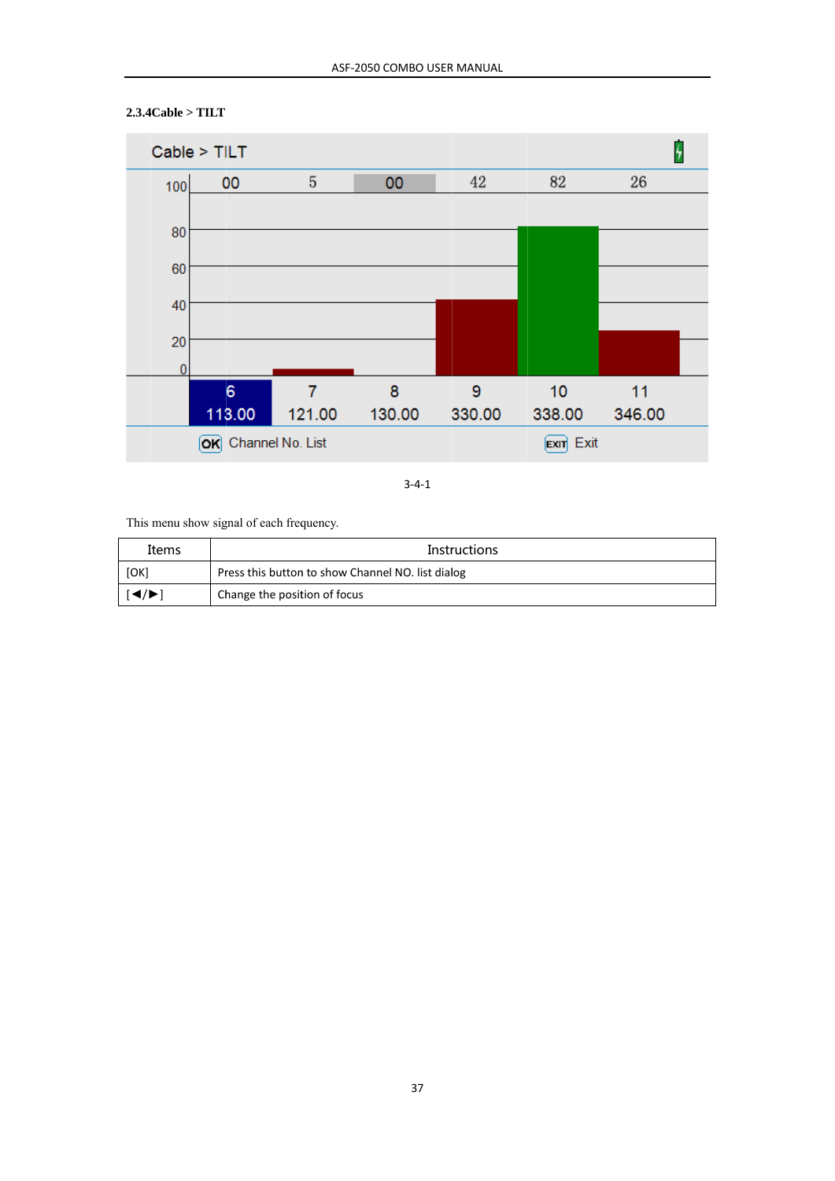### 2.3.4Cable > TILT

3-4-1

This menu show signal of each frequency.

| Items | Instructions |
| --- | --- |
| [OK] | Press this button to show Channel NO. list dialog |
| [◄/►] | Change the position of focus |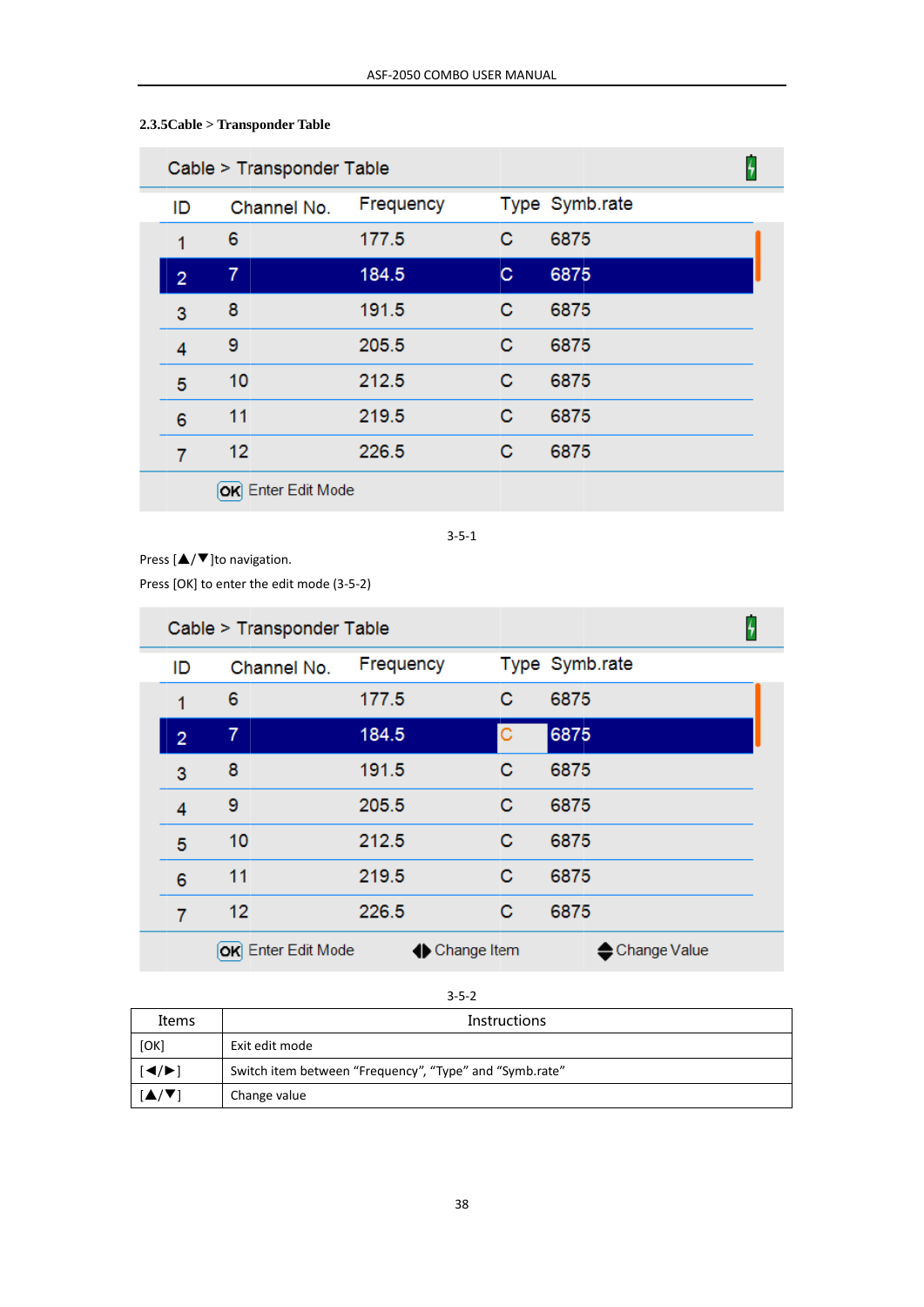### 2.3.5Cable > Transponder Table

| ID | Channel No. | Frequency | Type | Symb.rate |
|---|---|---|---|---|
| 1 | 6 | 177.5 | C | 6875 |
| 2 | 7 | 184.5 | C | 6875 |
| 3 | 8 | 191.5 | C | 6875 |
| 4 | 9 | 205.5 | C | 6875 |
| 5 | 10 | 212.5 | C | 6875 |
| 6 | 11 | 219.5 | C | 6875 |
| 7 | 12 | 226.5 | C | 6875 |

OK Enter Edit Mode

3-5-1

Press [▲/▼]to navigation.

Press [OK] to enter the edit mode (3-5-2)

| ID | Channel No. | Frequency | Type | Symb.rate |
|---|---|---|---|---|
| 1 | 6 | 177.5 | C | 6875 |
| 2 | 7 | 184.5 | C | 6875 |
| 3 | 8 | 191.5 | C | 6875 |
| 4 | 9 | 205.5 | C | 6875 |
| 5 | 10 | 212.5 | C | 6875 |
| 6 | 11 | 219.5 | C | 6875 |
| 7 | 12 | 226.5 | C | 6875 |

OK Enter Edit Mode ◀▶ Change Item ▲▼ Change Value

3-5-2

| Items | Instructions |
|---|---|
| [OK] | Exit edit mode |
| [◀/▶] | Switch item between "Frequency", "Type" and "Symb.rate" |
| [▲/▼] | Change value |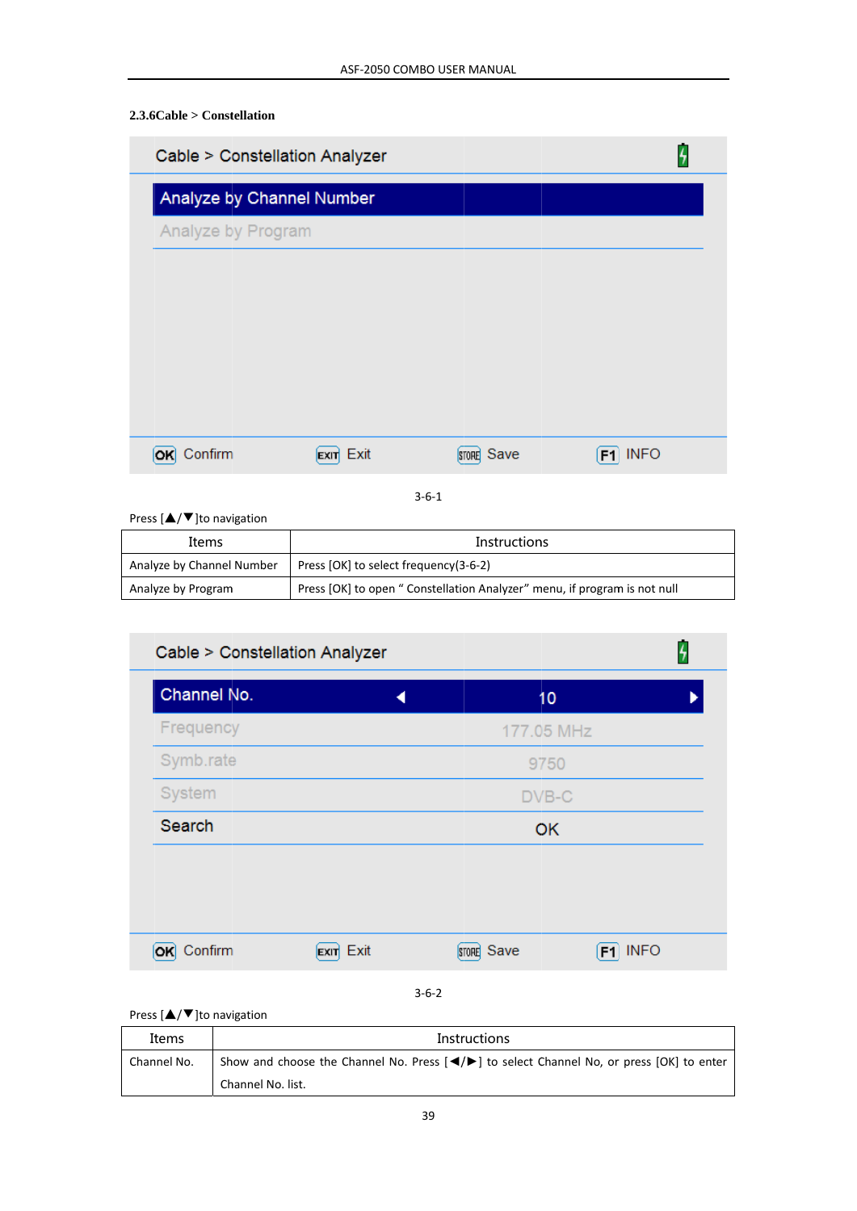### 2.3.6Cable > Constellation

3-6-1

Press [▲/▼]to navigation

| Items | Instructions |
|---|---|
| Analyze by Channel Number | Press [OK] to select frequency(3-6-2) |
| Analyze by Program | Press [OK] to open " Constellation Analyzer" menu, if program is not null |

3-6-2

Press [▲/▼]to navigation

| Items | Instructions |
|---|---|
| Channel No. | Show and choose the Channel No. Press [◄/►] to select Channel No, or press [OK] to enter Channel No. list. |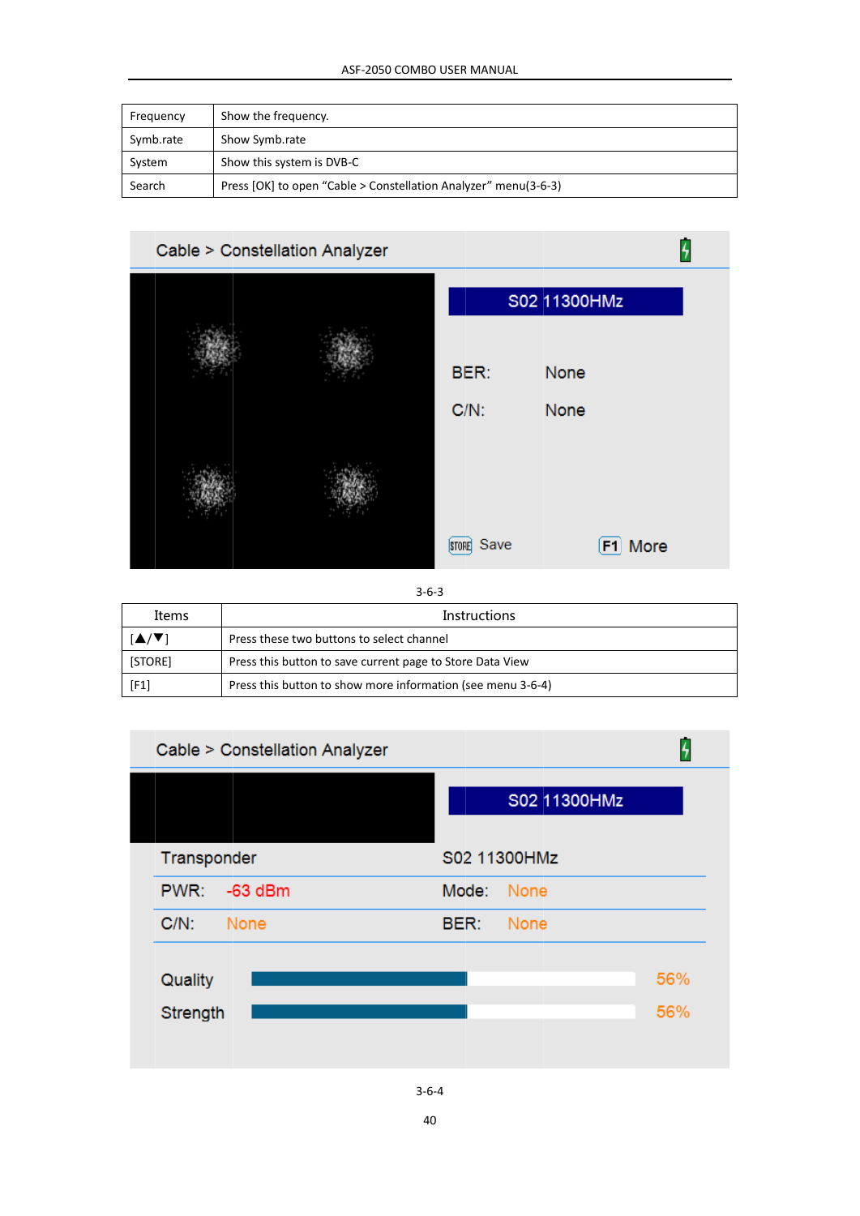| Frequency | Show the frequency. |
|---|---|
| Symb.rate | Show Symb.rate |
| System | Show this system is DVB-C |
| Search | Press [OK] to open “Cable > Constellation Analyzer” menu(3-6-3) |

3-6-3

| Items | Instructions |
|---|---|
| [▲/▼] | Press these two buttons to select channel |
| [STORE] | Press this button to save current page to Store Data View |
| [F1] | Press this button to show more information (see menu 3-6-4) |

3-6-4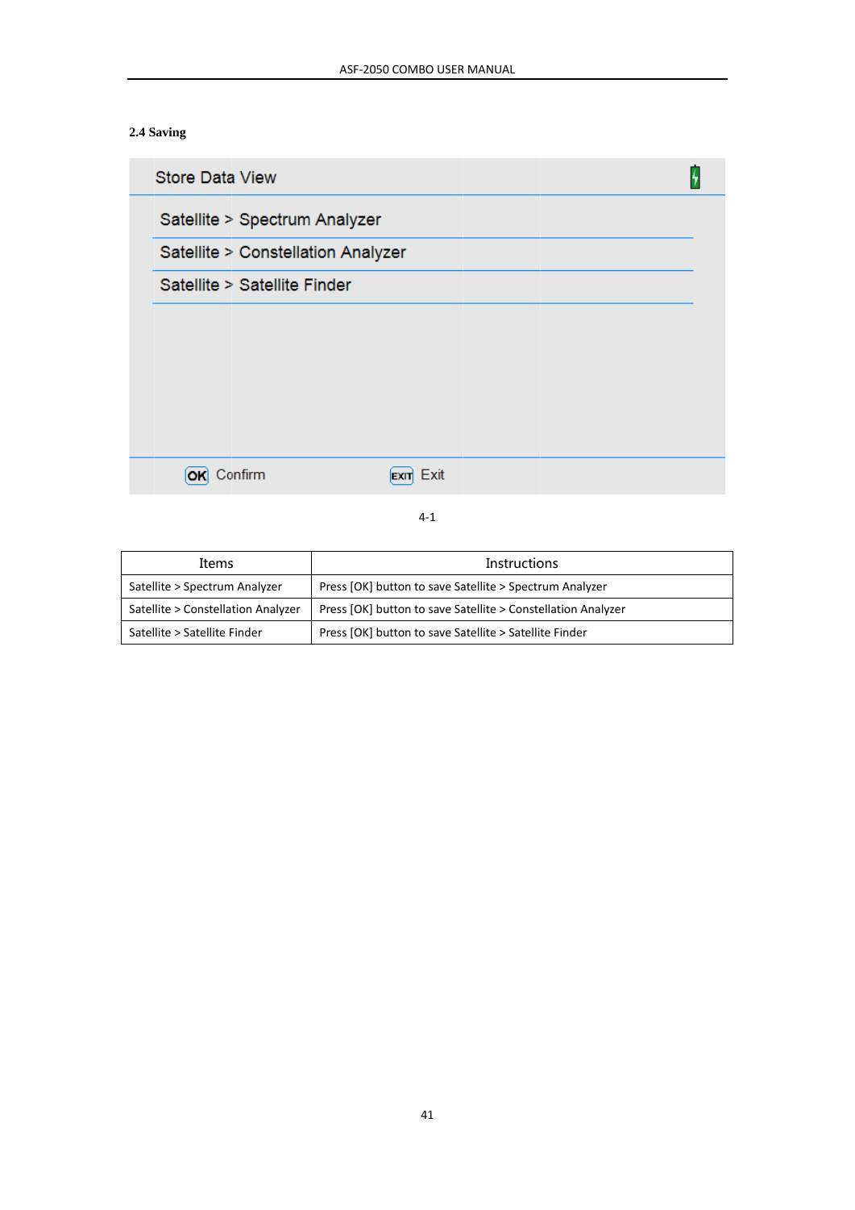### 2.4 Saving

Store Data View

Satellite > Spectrum Analyzer

Satellite > Constellation Analyzer

Satellite > Satellite Finder

OK Confirm EXIT Exit

4-1

| Items | Instructions |
|---|---|
| Satellite > Spectrum Analyzer | Press [OK] button to save Satellite > Spectrum Analyzer |
| Satellite > Constellation Analyzer | Press [OK] button to save Satellite > Constellation Analyzer |
| Satellite > Satellite Finder | Press [OK] button to save Satellite > Satellite Finder |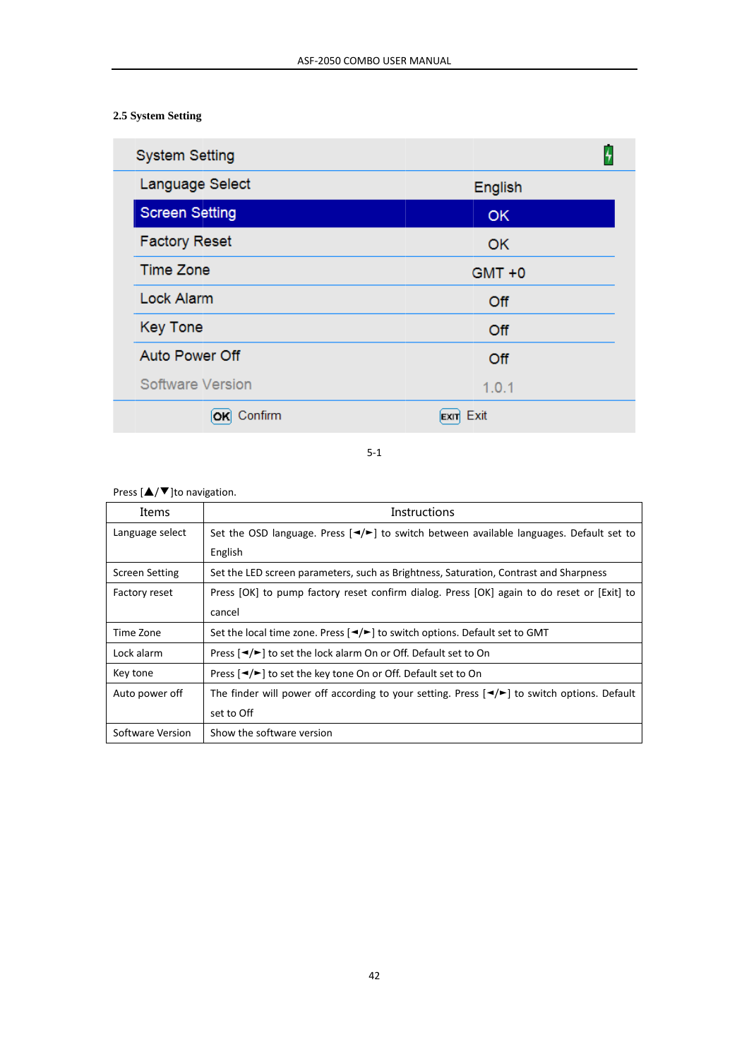### 2.5 System Setting

| System Setting | |
|---|---|
| Language Select | English |
| Screen Setting | OK |
| Factory Reset | OK |
| Time Zone | GMT +0 |
| Lock Alarm | Off |
| Key Tone | Off |
| Auto Power Off | Off |
| Software Version | 1.0.1 |
| OK Confirm | EXIT Exit |

5-1

Press [▲/▼]to navigation.

| Items | Instructions |
|---|---|
| Language select | Set the OSD language. Press [◄/►] to switch between available languages. Default set to English |
| Screen Setting | Set the LED screen parameters, such as Brightness, Saturation, Contrast and Sharpness |
| Factory reset | Press [OK] to pump factory reset confirm dialog. Press [OK] again to do reset or [Exit] to cancel |
| Time Zone | Set the local time zone. Press [◄/►] to switch options. Default set to GMT |
| Lock alarm | Press [◄/►] to set the lock alarm On or Off. Default set to On |
| Key tone | Press [◄/►] to set the key tone On or Off. Default set to On |
| Auto power off | The finder will power off according to your setting. Press [◄/►] to switch options. Default set to Off |
| Software Version | Show the software version |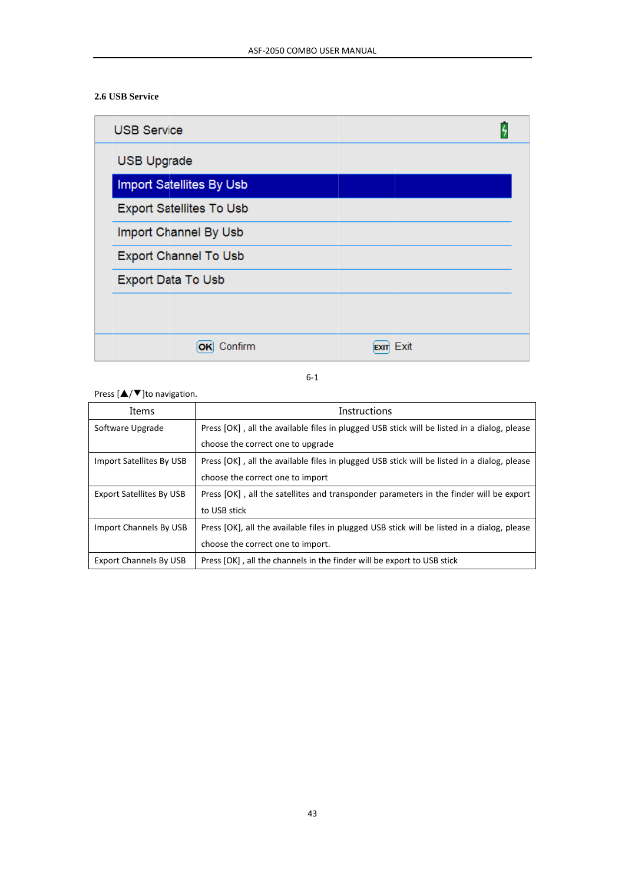### 2.6 USB Service

6-1

Press [▲/▼]to navigation.

| Items | Instructions |
|---|---|
| Software Upgrade | Press [OK] , all the available files in plugged USB stick will be listed in a dialog, please choose the correct one to upgrade |
| Import Satellites By USB | Press [OK] , all the available files in plugged USB stick will be listed in a dialog, please choose the correct one to import |
| Export Satellites By USB | Press [OK] , all the satellites and transponder parameters in the finder will be export to USB stick |
| Import Channels By USB | Press [OK], all the available files in plugged USB stick will be listed in a dialog, please choose the correct one to import. |
| Export Channels By USB | Press [OK] , all the channels in the finder will be export to USB stick |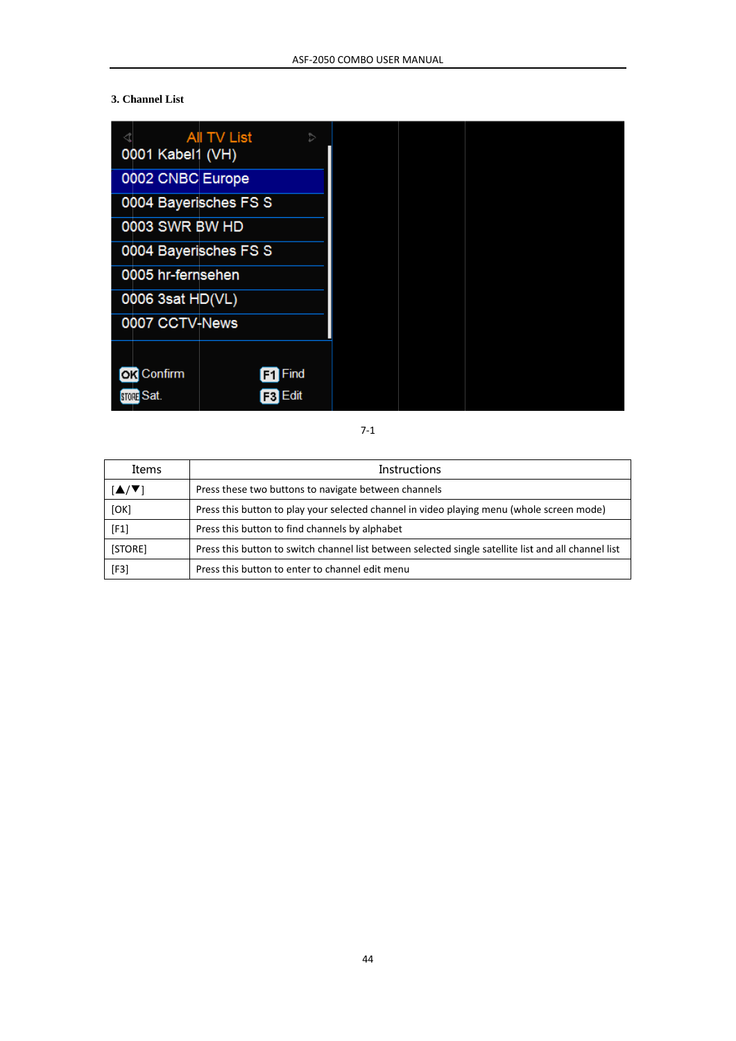### 3. Channel List

7-1

| Items | Instructions |
| --- | --- |
| [▲/▼] | Press these two buttons to navigate between channels |
| [OK] | Press this button to play your selected channel in video playing menu (whole screen mode) |
| [F1] | Press this button to find channels by alphabet |
| [STORE] | Press this button to switch channel list between selected single satellite list and all channel list |
| [F3] | Press this button to enter to channel edit menu |